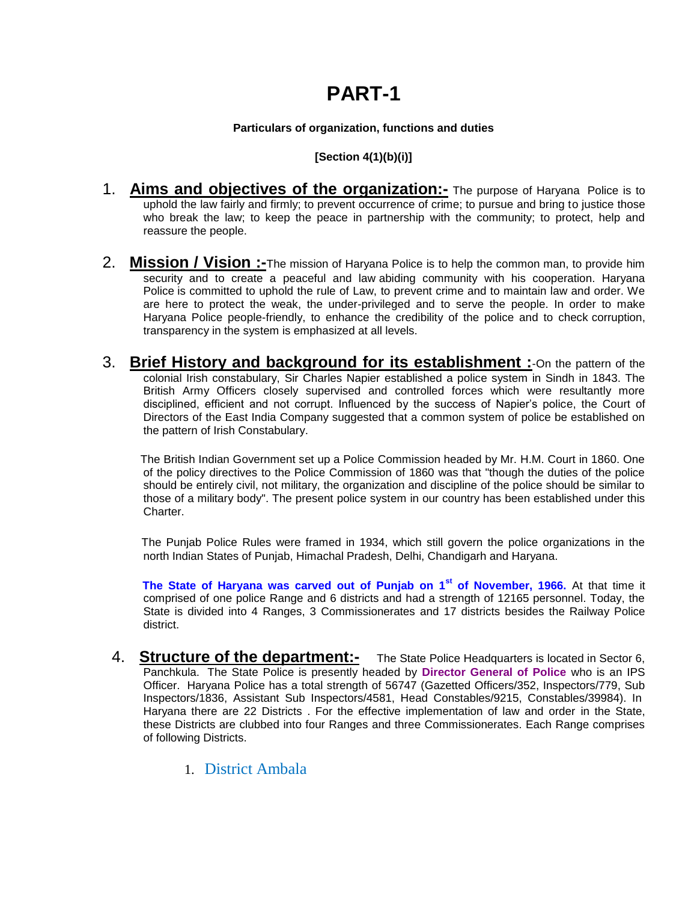# PART-1

**Particulars of organization, functions and duties**

**[Section 4(1)(b)(i)]**

1. **Aims and objectives of the organization:-** The purpose of Haryana Police is to uphold the law fairly and firmly; to prevent occurrence of crime; to pursue and bring to justice those who break the law; to keep the peace in partnership with the community; to protect, help and reassure the people.

2. **Mission / Vision :-**The mission of Haryana Police is to help the common man, to provide him security and to create a peaceful and law abiding community with his cooperation. Haryana Police is committed to uphold the rule of Law, to prevent crime and to maintain law and order. We are here to protect the weak, the under-privileged and to serve the people. In order to make Haryana Police people-friendly, to enhance the credibility of the police and to check corruption, transparency in the system is emphasized at all levels.

3. **Brief History and background for its establishment :**-On the pattern of the colonial Irish constabulary, Sir Charles Napier established a police system in Sindh in 1843. The British Army Officers closely supervised and controlled forces which were resultantly more disciplined, efficient and not corrupt. Influenced by the success of Napier's police, the Court of Directors of the East India Company suggested that a common system of police be established on the pattern of Irish Constabulary.

   The British Indian Government set up a Police Commission headed by Mr. H.M. Court in 1860. One of the policy directives to the Police Commission of 1860 was that "though the duties of the police should be entirely civil, not military, the organization and discipline of the police should be similar to those of a military body". The present police system in our country has been established under this Charter.

   The Punjab Police Rules were framed in 1934, which still govern the police organizations in the north Indian States of Punjab, Himachal Pradesh, Delhi, Chandigarh and Haryana.

   **The State of Haryana was carved out of Punjab on 1st of November, 1966.** At that time it comprised of one police Range and 6 districts and had a strength of 12165 personnel. Today, the State is divided into 4 Ranges, 3 Commissionerates and 17 districts besides the Railway Police district.

4. **Structure of the department:-** The State Police Headquarters is located in Sector 6, Panchkula. The State Police is presently headed by **Director General of Police** who is an IPS Officer. Haryana Police has a total strength of 56747 (Gazetted Officers/352, Inspectors/779, Sub Inspectors/1836, Assistant Sub Inspectors/4581, Head Constables/9215, Constables/39984). In Haryana there are 22 Districts . For the effective implementation of law and order in the State, these Districts are clubbed into four Ranges and three Commissionerates. Each Range comprises of following Districts.

   1. District Ambala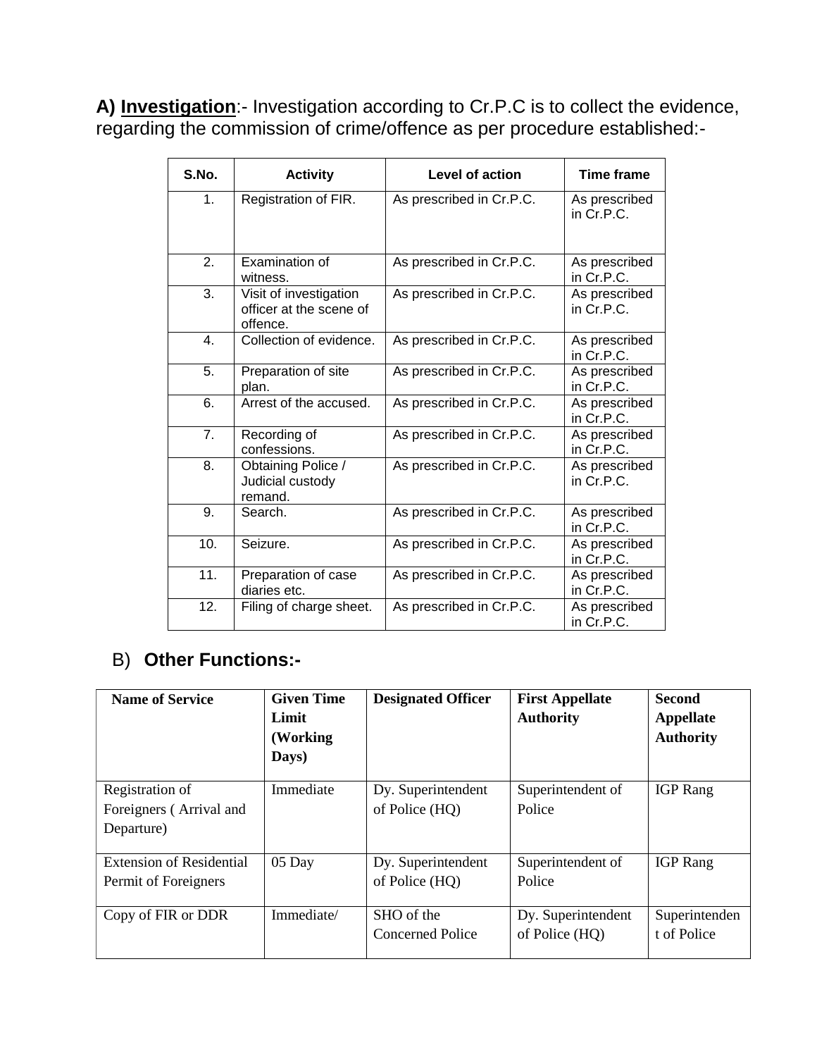**A) Investigation**:- Investigation according to Cr.P.C is to collect the evidence, regarding the commission of crime/offence as per procedure established:-

| S.No. | Activity | Level of action | Time frame |
|---|---|---|---|
| 1. | Registration of FIR. | As prescribed in Cr.P.C. | As prescribed in Cr.P.C. |
| 2. | Examination of witness. | As prescribed in Cr.P.C. | As prescribed in Cr.P.C. |
| 3. | Visit of investigation officer at the scene of offence. | As prescribed in Cr.P.C. | As prescribed in Cr.P.C. |
| 4. | Collection of evidence. | As prescribed in Cr.P.C. | As prescribed in Cr.P.C. |
| 5. | Preparation of site plan. | As prescribed in Cr.P.C. | As prescribed in Cr.P.C. |
| 6. | Arrest of the accused. | As prescribed in Cr.P.C. | As prescribed in Cr.P.C. |
| 7. | Recording of confessions. | As prescribed in Cr.P.C. | As prescribed in Cr.P.C. |
| 8. | Obtaining Police / Judicial custody remand. | As prescribed in Cr.P.C. | As prescribed in Cr.P.C. |
| 9. | Search. | As prescribed in Cr.P.C. | As prescribed in Cr.P.C. |
| 10. | Seizure. | As prescribed in Cr.P.C. | As prescribed in Cr.P.C. |
| 11. | Preparation of case diaries etc. | As prescribed in Cr.P.C. | As prescribed in Cr.P.C. |
| 12. | Filing of charge sheet. | As prescribed in Cr.P.C. | As prescribed in Cr.P.C. |

B) **Other Functions:-**

| Name of Service | Given Time Limit (Working Days) | Designated Officer | First Appellate Authority | Second Appellate Authority |
|---|---|---|---|---|
| Registration of Foreigners ( Arrival and Departure) | Immediate | Dy. Superintendent of Police (HQ) | Superintendent of Police | IGP Rang |
| Extension of Residential Permit of Foreigners | 05 Day | Dy. Superintendent of Police (HQ) | Superintendent of Police | IGP Rang |
| Copy of FIR or DDR | Immediate/ | SHO of the Concerned Police | Dy. Superintendent of Police (HQ) | Superintendent of Police |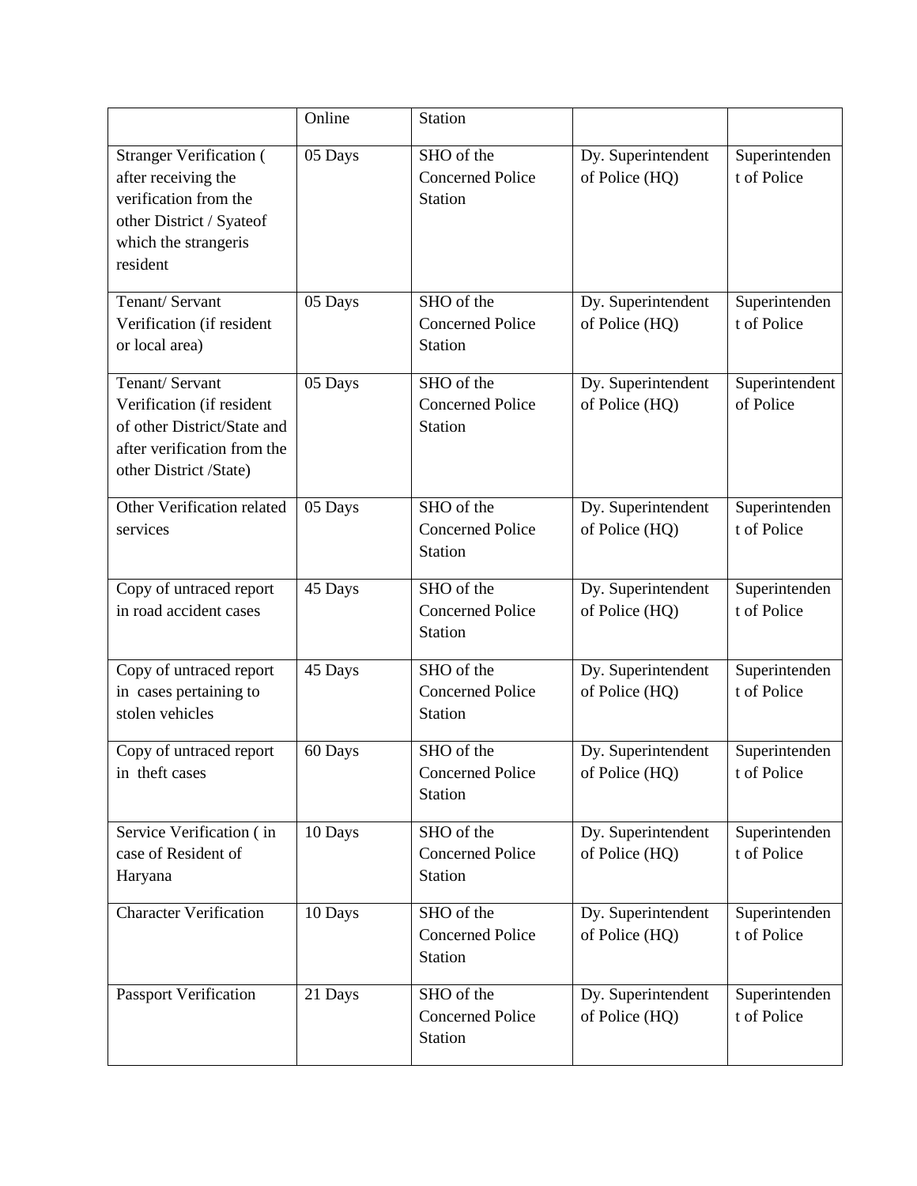| | Online | Station | | |
|---|---|---|---|---|
| Stranger Verification ( after receiving the verification from the other District / Syateof which the strangeris resident | 05 Days | SHO of the Concerned Police Station | Dy. Superintendent of Police (HQ) | Superintendent of Police |
| Tenant/ Servant Verification (if resident or local area) | 05 Days | SHO of the Concerned Police Station | Dy. Superintendent of Police (HQ) | Superintendent of Police |
| Tenant/ Servant Verification (if resident of other District/State and after verification from the other District /State) | 05 Days | SHO of the Concerned Police Station | Dy. Superintendent of Police (HQ) | Superintendent of Police |
| Other Verification related services | 05 Days | SHO of the Concerned Police Station | Dy. Superintendent of Police (HQ) | Superintendent of Police |
| Copy of untraced report in road accident cases | 45 Days | SHO of the Concerned Police Station | Dy. Superintendent of Police (HQ) | Superintendent of Police |
| Copy of untraced report in cases pertaining to stolen vehicles | 45 Days | SHO of the Concerned Police Station | Dy. Superintendent of Police (HQ) | Superintendent of Police |
| Copy of untraced report in theft cases | 60 Days | SHO of the Concerned Police Station | Dy. Superintendent of Police (HQ) | Superintendent of Police |
| Service Verification ( in case of Resident of Haryana | 10 Days | SHO of the Concerned Police Station | Dy. Superintendent of Police (HQ) | Superintendent of Police |
| Character Verification | 10 Days | SHO of the Concerned Police Station | Dy. Superintendent of Police (HQ) | Superintendent of Police |
| Passport Verification | 21 Days | SHO of the Concerned Police Station | Dy. Superintendent of Police (HQ) | Superintendent of Police |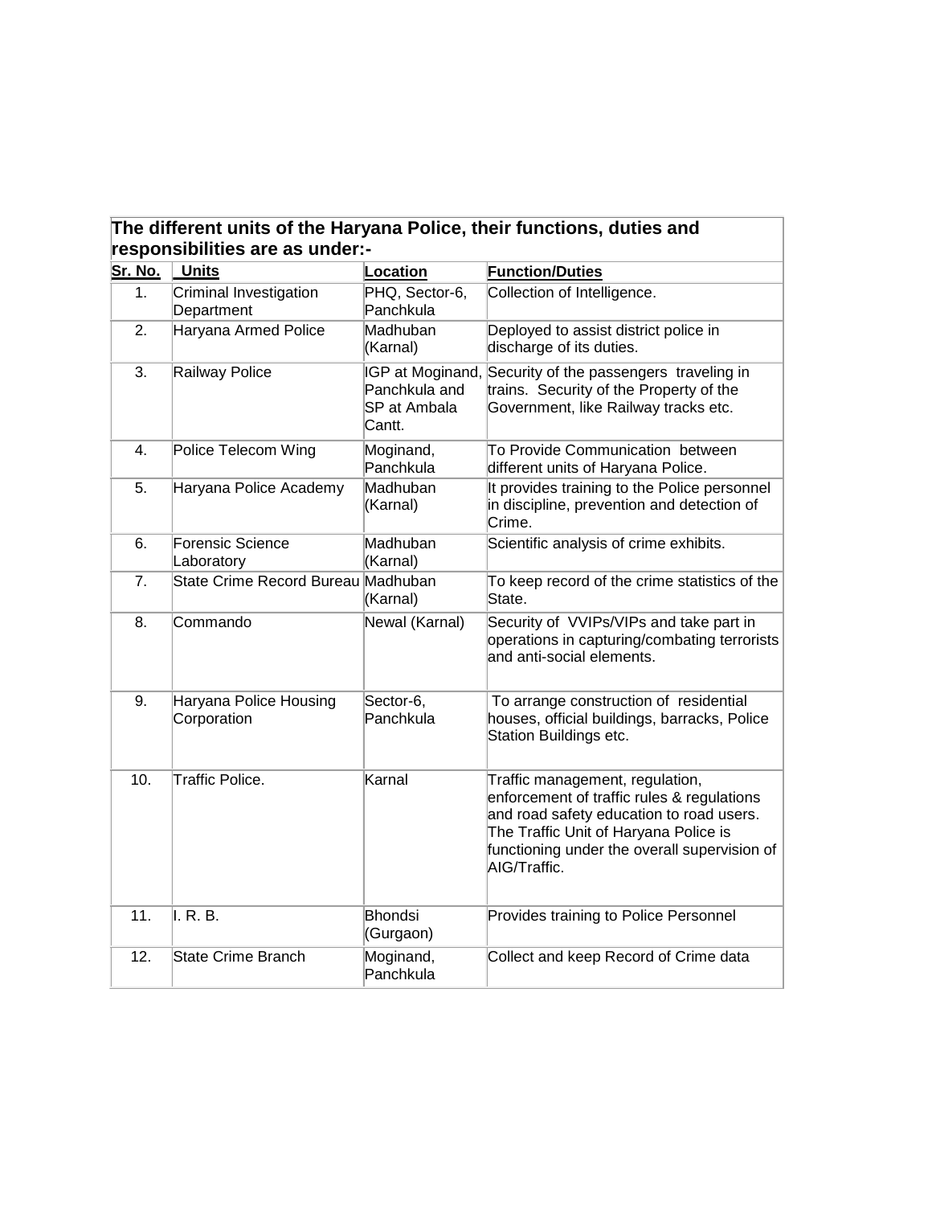**The different units of the Haryana Police, their functions, duties and responsibilities are as under:-**

| Sr. No. | Units | Location | Function/Duties |
|---|---|---|---|
| 1. | Criminal Investigation Department | PHQ, Sector-6, Panchkula | Collection of Intelligence. |
| 2. | Haryana Armed Police | Madhuban (Karnal) | Deployed to assist district police in discharge of its duties. |
| 3. | Railway Police | IGP at Moginand, Panchkula and SP at Ambala Cantt. | Security of the passengers traveling in trains. Security of the Property of the Government, like Railway tracks etc. |
| 4. | Police Telecom Wing | Moginand, Panchkula | To Provide Communication between different units of Haryana Police. |
| 5. | Haryana Police Academy | Madhuban (Karnal) | It provides training to the Police personnel in discipline, prevention and detection of Crime. |
| 6. | Forensic Science Laboratory | Madhuban (Karnal) | Scientific analysis of crime exhibits. |
| 7. | State Crime Record Bureau | Madhuban (Karnal) | To keep record of the crime statistics of the State. |
| 8. | Commando | Newal (Karnal) | Security of VVIPs/VIPs and take part in operations in capturing/combating terrorists and anti-social elements. |
| 9. | Haryana Police Housing Corporation | Sector-6, Panchkula | To arrange construction of residential houses, official buildings, barracks, Police Station Buildings etc. |
| 10. | Traffic Police. | Karnal | Traffic management, regulation, enforcement of traffic rules & regulations and road safety education to road users. The Traffic Unit of Haryana Police is functioning under the overall supervision of AIG/Traffic. |
| 11. | I. R. B. | Bhondsi (Gurgaon) | Provides training to Police Personnel |
| 12. | State Crime Branch | Moginand, Panchkula | Collect and keep Record of Crime data |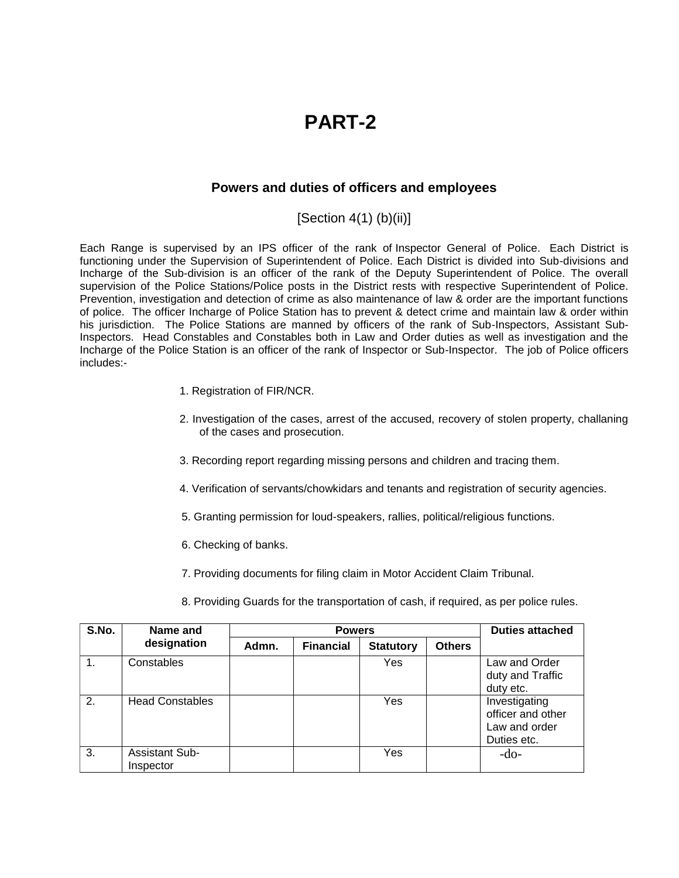# PART-2

## Powers and duties of officers and employees

[Section 4(1) (b)(ii)]

Each Range is supervised by an IPS officer of the rank of Inspector General of Police. Each District is functioning under the Supervision of Superintendent of Police. Each District is divided into Sub-divisions and Incharge of the Sub-division is an officer of the rank of the Deputy Superintendent of Police. The overall supervision of the Police Stations/Police posts in the District rests with respective Superintendent of Police. Prevention, investigation and detection of crime as also maintenance of law & order are the important functions of police. The officer Incharge of Police Station has to prevent & detect crime and maintain law & order within his jurisdiction. The Police Stations are manned by officers of the rank of Sub-Inspectors, Assistant Sub-Inspectors. Head Constables and Constables both in Law and Order duties as well as investigation and the Incharge of the Police Station is an officer of the rank of Inspector or Sub-Inspector. The job of Police officers includes:-

1. Registration of FIR/NCR.
2. Investigation of the cases, arrest of the accused, recovery of stolen property, challaning of the cases and prosecution.
3. Recording report regarding missing persons and children and tracing them.
4. Verification of servants/chowkidars and tenants and registration of security agencies.
5. Granting permission for loud-speakers, rallies, political/religious functions.
6. Checking of banks.
7. Providing documents for filing claim in Motor Accident Claim Tribunal.
8. Providing Guards for the transportation of cash, if required, as per police rules.

| S.No. | Name and designation | Powers | | | | Duties attached |
|---|---|---|---|---|---|---|
| | | Admn. | Financial | Statutory | Others | |
| 1. | Constables | | | Yes | | Law and Order duty and Traffic duty etc. |
| 2. | Head Constables | | | Yes | | Investigating officer and other Law and order Duties etc. |
| 3. | Assistant Sub-Inspector | | | Yes | | -do- |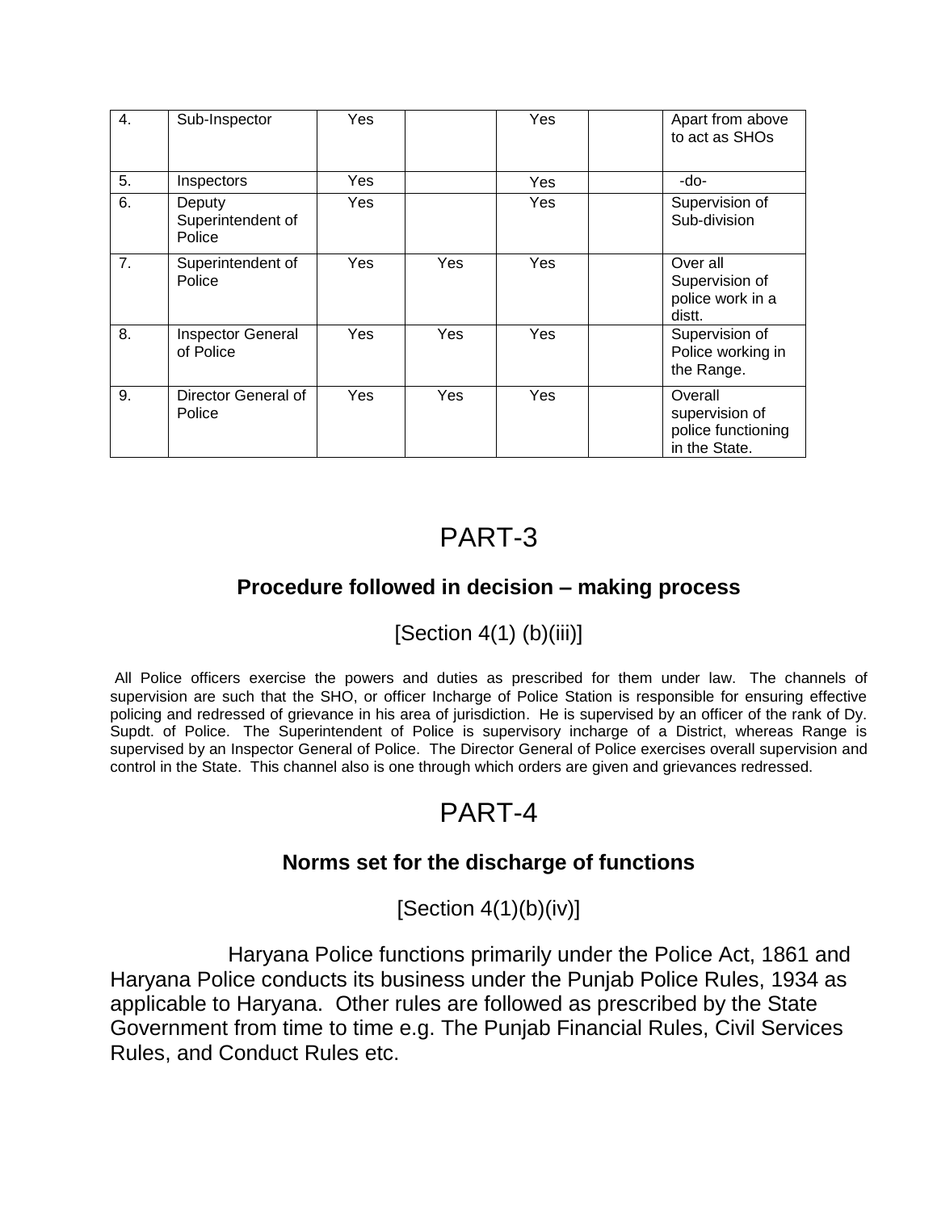| 4. | Sub-Inspector | Yes | | Yes | | Apart from above to act as SHOs |
|---|---|---|---|---|---|---|
| 5. | Inspectors | Yes | | Yes | | -do- |
| 6. | Deputy Superintendent of Police | Yes | | Yes | | Supervision of Sub-division |
| 7. | Superintendent of Police | Yes | Yes | Yes | | Over all Supervision of police work in a distt. |
| 8. | Inspector General of Police | Yes | Yes | Yes | | Supervision of Police working in the Range. |
| 9. | Director General of Police | Yes | Yes | Yes | | Overall supervision of police functioning in the State. |

# PART-3

## Procedure followed in decision – making process

[Section 4(1) (b)(iii)]

All Police officers exercise the powers and duties as prescribed for them under law. The channels of supervision are such that the SHO, or officer Incharge of Police Station is responsible for ensuring effective policing and redressed of grievance in his area of jurisdiction. He is supervised by an officer of the rank of Dy. Supdt. of Police. The Superintendent of Police is supervisory incharge of a District, whereas Range is supervised by an Inspector General of Police. The Director General of Police exercises overall supervision and control in the State. This channel also is one through which orders are given and grievances redressed.

# PART-4

## Norms set for the discharge of functions

[Section 4(1)(b)(iv)]

Haryana Police functions primarily under the Police Act, 1861 and Haryana Police conducts its business under the Punjab Police Rules, 1934 as applicable to Haryana. Other rules are followed as prescribed by the State Government from time to time e.g. The Punjab Financial Rules, Civil Services Rules, and Conduct Rules etc.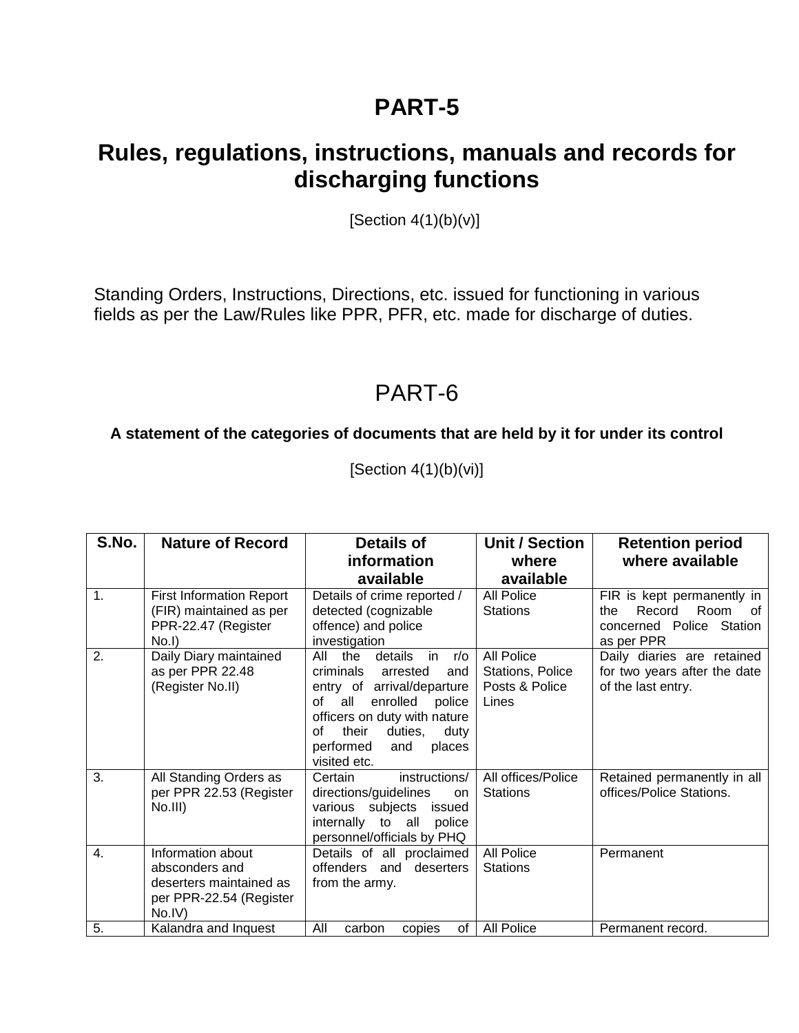# PART-5

## Rules, regulations, instructions, manuals and records for discharging functions

[Section 4(1)(b)(v)]

Standing Orders, Instructions, Directions, etc. issued for functioning in various fields as per the Law/Rules like PPR, PFR, etc. made for discharge of duties.

# PART-6

**A statement of the categories of documents that are held by it for under its control**

[Section 4(1)(b)(vi)]

| S.No. | Nature of Record | Details of information available | Unit / Section where available | Retention period where available |
|---|---|---|---|---|
| 1. | First Information Report (FIR) maintained as per PPR-22.47 (Register No.I) | Details of crime reported / detected (cognizable offence) and police investigation | All Police Stations | FIR is kept permanently in the Record Room of concerned Police Station as per PPR |
| 2. | Daily Diary maintained as per PPR 22.48 (Register No.II) | All the details in r/o criminals arrested and entry of arrival/departure of all enrolled police officers on duty with nature of their duties, duty performed and places visited etc. | All Police Stations, Police Posts & Police Lines | Daily diaries are retained for two years after the date of the last entry. |
| 3. | All Standing Orders as per PPR 22.53 (Register No.III) | Certain instructions/ directions/guidelines on various subjects issued internally to all police personnel/officials by PHQ | All offices/Police Stations | Retained permanently in all offices/Police Stations. |
| 4. | Information about absconders and deserters maintained as per PPR-22.54 (Register No.IV) | Details of all proclaimed offenders and deserters from the army. | All Police Stations | Permanent |
| 5. | Kalandra and Inquest | All carbon copies of | All Police | Permanent record. |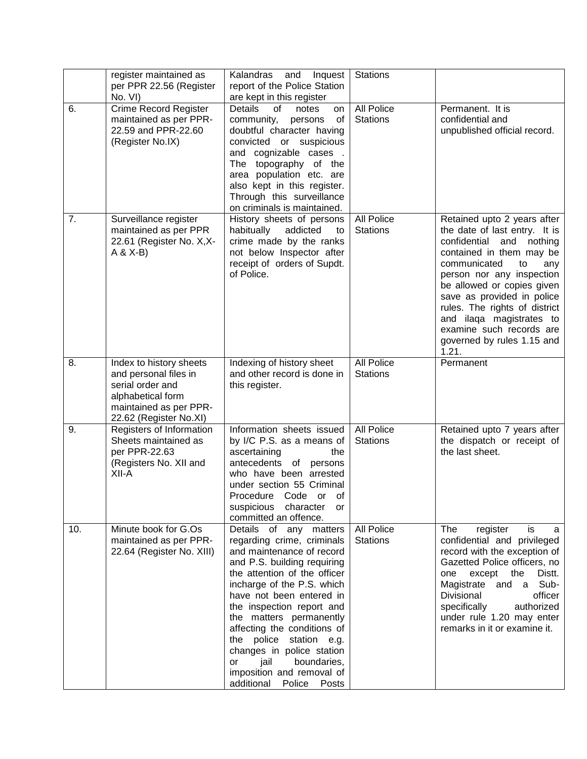|  | register maintained as per PPR 22.56 (Register No. VI) | Kalandras and Inquest report of the Police Station are kept in this register | Stations |  |
|---|---|---|---|---|
| 6. | Crime Record Register maintained as per PPR-22.59 and PPR-22.60 (Register No.IX) | Details of notes on community, persons of doubtful character having convicted or suspicious and cognizable cases . The topography of the area population etc. are also kept in this register. Through this surveillance on criminals is maintained. | All Police Stations | Permanent. It is confidential and unpublished official record. |
| 7. | Surveillance register maintained as per PPR 22.61 (Register No. X,X-A & X-B) | History sheets of persons habitually addicted to crime made by the ranks not below Inspector after receipt of orders of Supdt. of Police. | All Police Stations | Retained upto 2 years after the date of last entry. It is confidential and nothing contained in them may be communicated to any person nor any inspection be allowed or copies given save as provided in police rules. The rights of district and ilaqa magistrates to examine such records are governed by rules 1.15 and 1.21. |
| 8. | Index to history sheets and personal files in serial order and alphabetical form maintained as per PPR-22.62 (Register No.XI) | Indexing of history sheet and other record is done in this register. | All Police Stations | Permanent |
| 9. | Registers of Information Sheets maintained as per PPR-22.63 (Registers No. XII and XII-A | Information sheets issued by I/C P.S. as a means of ascertaining the antecedents of persons who have been arrested under section 55 Criminal Procedure Code or of suspicious character or committed an offence. | All Police Stations | Retained upto 7 years after the dispatch or receipt of the last sheet. |
| 10. | Minute book for G.Os maintained as per PPR-22.64 (Register No. XIII) | Details of any matters regarding crime, criminals and maintenance of record and P.S. building requiring the attention of the officer incharge of the P.S. which have not been entered in the inspection report and the matters permanently affecting the conditions of the police station e.g. changes in police station or jail boundaries, imposition and removal of additional Police Posts | All Police Stations | The register is a confidential and privileged record with the exception of Gazetted Police officers, no one except the Distt. Magistrate and a Sub-Divisional officer specifically authorized under rule 1.20 may enter remarks in it or examine it. |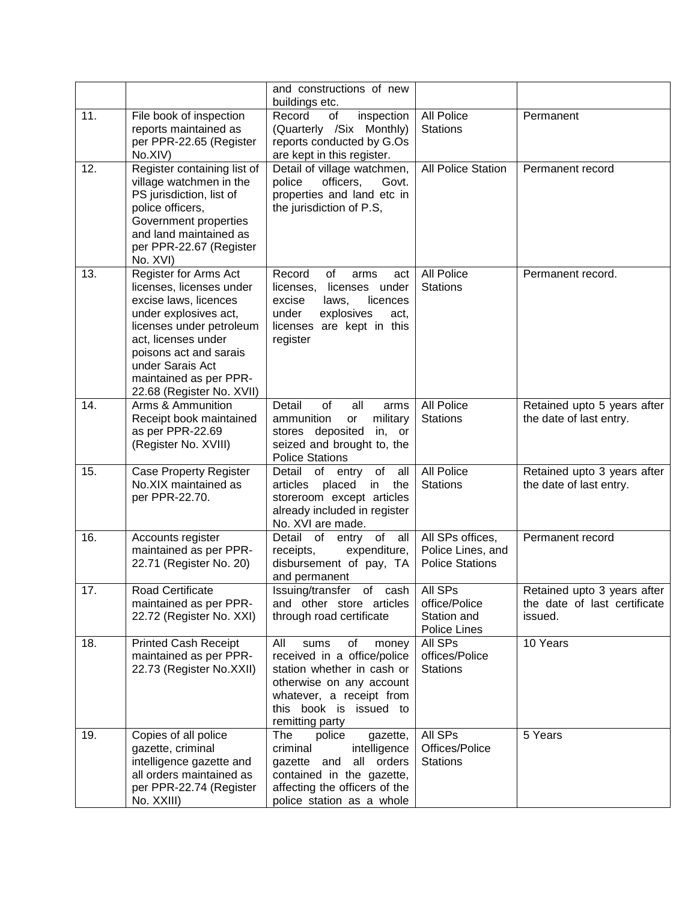| | | | | |
|---|---|---|---|---|
| | | and constructions of new buildings etc. | | |
| 11. | File book of inspection reports maintained as per PPR-22.65 (Register No.XIV) | Record of inspection (Quarterly /Six Monthly) reports conducted by G.Os are kept in this register. | All Police Stations | Permanent |
| 12. | Register containing list of village watchmen in the PS jurisdiction, list of police officers, Government properties and land maintained as per PPR-22.67 (Register No. XVI) | Detail of village watchmen, police officers, Govt. properties and land etc in the jurisdiction of P.S, | All Police Station | Permanent record |
| 13. | Register for Arms Act licenses, licenses under excise laws, licences under explosives act, licenses under petroleum act, licenses under poisons act and sarais under Sarais Act maintained as per PPR-22.68 (Register No. XVII) | Record of arms act licenses, licenses under excise laws, licences under explosives act, licenses are kept in this register | All Police Stations | Permanent record. |
| 14. | Arms & Ammunition Receipt book maintained as per PPR-22.69 (Register No. XVIII) | Detail of all arms ammunition or military stores deposited in, or seized and brought to, the Police Stations | All Police Stations | Retained upto 5 years after the date of last entry. |
| 15. | Case Property Register No.XIX maintained as per PPR-22.70. | Detail of entry of all articles placed in the storeroom except articles already included in register No. XVI are made. | All Police Stations | Retained upto 3 years after the date of last entry. |
| 16. | Accounts register maintained as per PPR-22.71 (Register No. 20) | Detail of entry of all receipts, expenditure, disbursement of pay, TA and permanent | All SPs offices, Police Lines, and Police Stations | Permanent record |
| 17. | Road Certificate maintained as per PPR-22.72 (Register No. XXI) | Issuing/transfer of cash and other store articles through road certificate | All SPs office/Police Station and Police Lines | Retained upto 3 years after the date of last certificate issued. |
| 18. | Printed Cash Receipt maintained as per PPR-22.73 (Register No.XXII) | All sums of money received in a office/police station whether in cash or otherwise on any account whatever, a receipt from this book is issued to remitting party | All SPs offices/Police Stations | 10 Years |
| 19. | Copies of all police gazette, criminal intelligence gazette and all orders maintained as per PPR-22.74 (Register No. XXIII) | The police gazette, criminal intelligence gazette and all orders contained in the gazette, affecting the officers of the police station as a whole | All SPs Offices/Police Stations | 5 Years |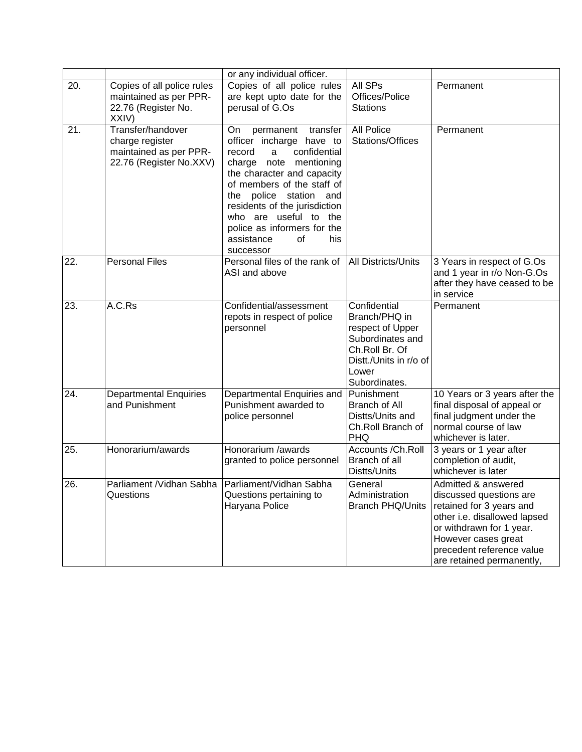| | | or any individual officer. | | |
|---|---|---|---|---|
| 20. | Copies of all police rules maintained as per PPR-22.76 (Register No. XXIV) | Copies of all police rules are kept upto date for the perusal of G.Os | All SPs Offices/Police Stations | Permanent |
| 21. | Transfer/handover charge register maintained as per PPR-22.76 (Register No.XXV) | On permanent transfer officer incharge have to record a confidential charge note mentioning the character and capacity of members of the staff of the police station and residents of the jurisdiction who are useful to the police as informers for the assistance of his successor | All Police Stations/Offices | Permanent |
| 22. | Personal Files | Personal files of the rank of ASI and above | All Districts/Units | 3 Years in respect of G.Os and 1 year in r/o Non-G.Os after they have ceased to be in service |
| 23. | A.C.Rs | Confidential/assessment repots in respect of police personnel | Confidential Branch/PHQ in respect of Upper Subordinates and Ch.Roll Br. Of Distt./Units in r/o of Lower Subordinates. | Permanent |
| 24. | Departmental Enquiries and Punishment | Departmental Enquiries and Punishment awarded to police personnel | Punishment Branch of All Distts/Units and Ch.Roll Branch of PHQ | 10 Years or 3 years after the final disposal of appeal or final judgment under the normal course of law whichever is later. |
| 25. | Honorarium/awards | Honorarium /awards granted to police personnel | Accounts /Ch.Roll Branch of all Distts/Units | 3 years or 1 year after completion of audit, whichever is later |
| 26. | Parliament /Vidhan Sabha Questions | Parliament/Vidhan Sabha Questions pertaining to Haryana Police | General Administration Branch PHQ/Units | Admitted & answered discussed questions are retained for 3 years and other i.e. disallowed lapsed or withdrawn for 1 year. However cases great precedent reference value are retained permanently, |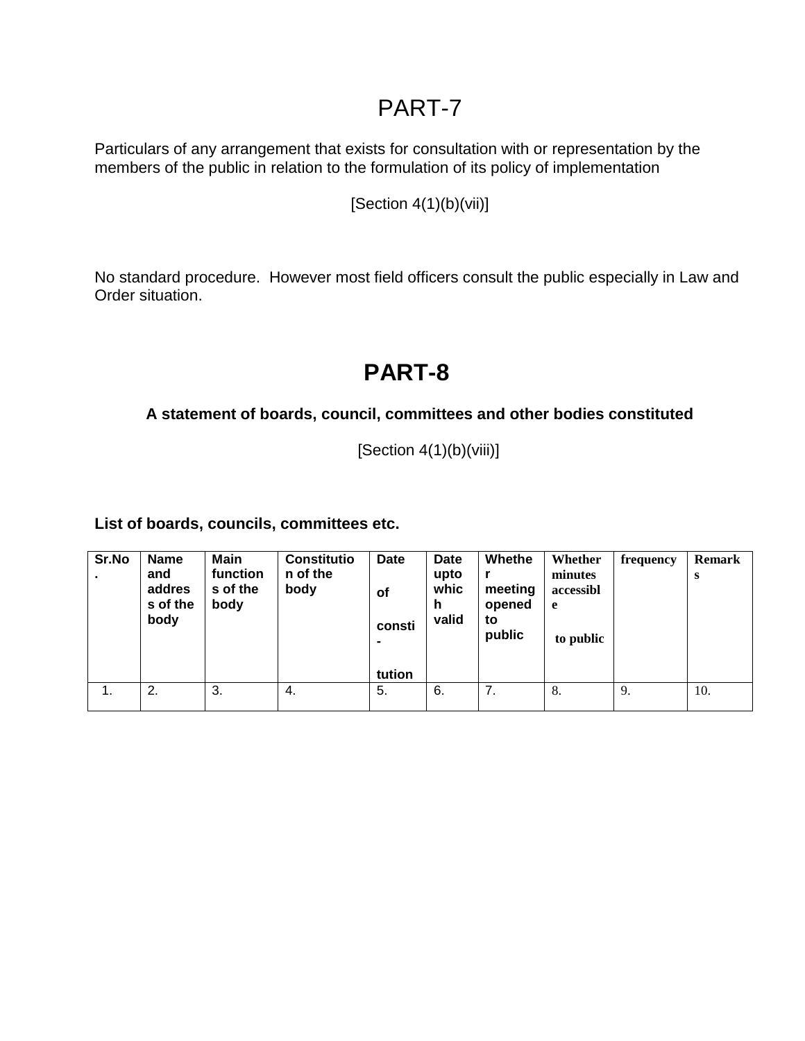# PART-7

Particulars of any arrangement that exists for consultation with or representation by the members of the public in relation to the formulation of its policy of implementation

[Section 4(1)(b)(vii)]

No standard procedure. However most field officers consult the public especially in Law and Order situation.

# PART-8

**A statement of boards, council, committees and other bodies constituted**

[Section 4(1)(b)(viii)]

**List of boards, councils, committees etc.**

| Sr.No. | Name and address of the body | Main functions of the body | Constitution of the body | Date of consti-tution | Date upto which valid | Whether meeting opened to public | Whether minutes accessible to public | frequency | Remarks |
|---|---|---|---|---|---|---|---|---|---|
| 1. | 2. | 3. | 4. | 5. | 6. | 7. | 8. | 9. | 10. |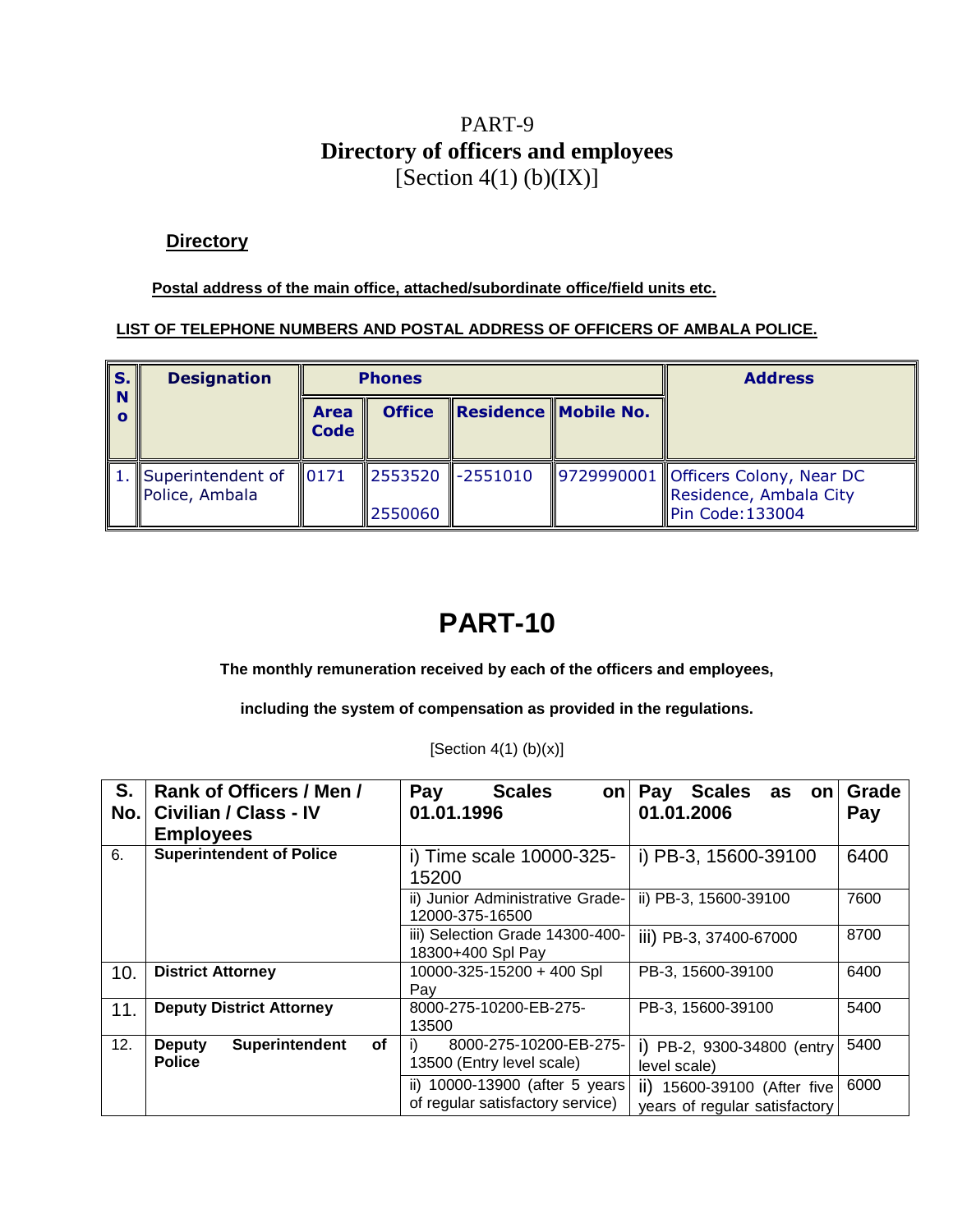# PART-9

## Directory of officers and employees

[Section 4(1) (b)(IX)]

**Directory**

**Postal address of the main office, attached/subordinate office/field units etc.**

**LIST OF TELEPHONE NUMBERS AND POSTAL ADDRESS OF OFFICERS OF AMBALA POLICE.**

| S. No | Designation | Phones | | | | Address |
|---|---|---|---|---|---|---|
| | | Area Code | Office | Residence | Mobile No. | |
| 1. | Superintendent of Police, Ambala | 0171 | 2553520<br><br>2550060 | -2551010 | 9729990001 | Officers Colony, Near DC Residence, Ambala City Pin Code:133004 |

# PART-10

**The monthly remuneration received by each of the officers and employees,**

**including the system of compensation as provided in the regulations.**

[Section 4(1) (b)(x)]

| S. No. | Rank of Officers / Men / Civilian / Class - IV Employees | Pay Scales on 01.01.1996 | Pay Scales as on 01.01.2006 | Grade Pay |
|---|---|---|---|---|
| 6. | **Superintendent of Police** | i) Time scale 10000-325-15200 | i) PB-3, 15600-39100 | 6400 |
| | | ii) Junior Administrative Grade-12000-375-16500 | ii) PB-3, 15600-39100 | 7600 |
| | | iii) Selection Grade 14300-400-18300+400 Spl Pay | iii) PB-3, 37400-67000 | 8700 |
| 10. | **District Attorney** | 10000-325-15200 + 400 Spl Pay | PB-3, 15600-39100 | 6400 |
| 11. | **Deputy District Attorney** | 8000-275-10200-EB-275-13500 | PB-3, 15600-39100 | 5400 |
| 12. | **Deputy Superintendent of Police** | i) 8000-275-10200-EB-275-13500 (Entry level scale) | i) PB-2, 9300-34800 (entry level scale) | 5400 |
| | | ii) 10000-13900 (after 5 years of regular satisfactory service) | ii) 15600-39100 (After five years of regular satisfactory | 6000 |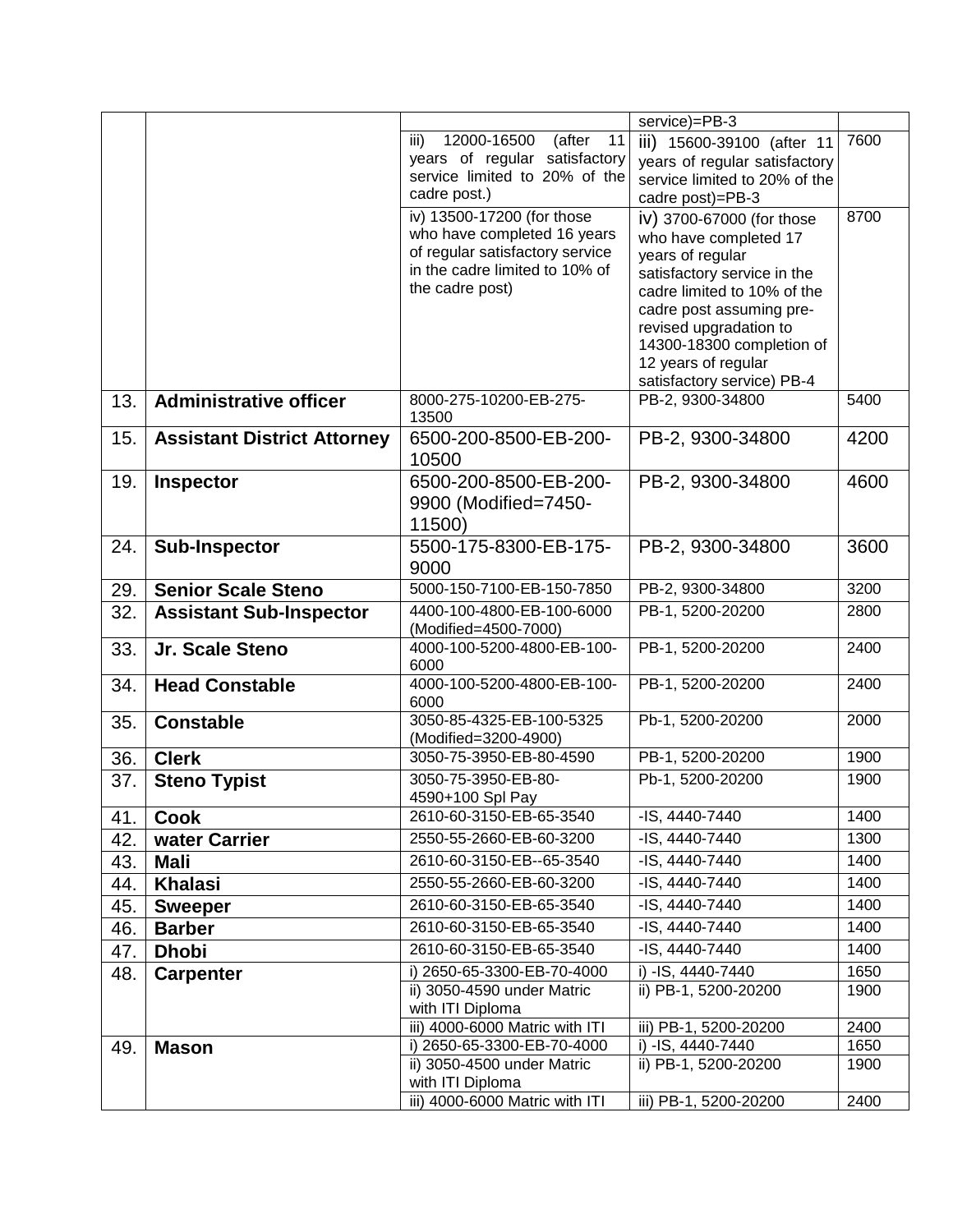| | | | | |
|---|---|---|---|---|
| | | | service)=PB-3 | |
| | | iii) 12000-16500 (after 11 years of regular satisfactory service limited to 20% of the cadre post.) | iii) 15600-39100 (after 11 years of regular satisfactory service limited to 20% of the cadre post)=PB-3 | 7600 |
| | | iv) 13500-17200 (for those who have completed 16 years of regular satisfactory service in the cadre limited to 10% of the cadre post) | iv) 3700-67000 (for those who have completed 17 years of regular satisfactory service in the cadre limited to 10% of the cadre post assuming pre-revised upgradation to 14300-18300 completion of 12 years of regular satisfactory service) PB-4 | 8700 |
| 13. | **Administrative officer** | 8000-275-10200-EB-275-13500 | PB-2, 9300-34800 | 5400 |
| 15. | **Assistant District Attorney** | 6500-200-8500-EB-200-10500 | PB-2, 9300-34800 | 4200 |
| 19. | **Inspector** | 6500-200-8500-EB-200-9900 (Modified=7450-11500) | PB-2, 9300-34800 | 4600 |
| 24. | **Sub-Inspector** | 5500-175-8300-EB-175-9000 | PB-2, 9300-34800 | 3600 |
| 29. | **Senior Scale Steno** | 5000-150-7100-EB-150-7850 | PB-2, 9300-34800 | 3200 |
| 32. | **Assistant Sub-Inspector** | 4400-100-4800-EB-100-6000 (Modified=4500-7000) | PB-1, 5200-20200 | 2800 |
| 33. | **Jr. Scale Steno** | 4000-100-5200-4800-EB-100-6000 | PB-1, 5200-20200 | 2400 |
| 34. | **Head Constable** | 4000-100-5200-4800-EB-100-6000 | PB-1, 5200-20200 | 2400 |
| 35. | **Constable** | 3050-85-4325-EB-100-5325 (Modified=3200-4900) | Pb-1, 5200-20200 | 2000 |
| 36. | **Clerk** | 3050-75-3950-EB-80-4590 | PB-1, 5200-20200 | 1900 |
| 37. | **Steno Typist** | 3050-75-3950-EB-80-4590+100 Spl Pay | Pb-1, 5200-20200 | 1900 |
| 41. | **Cook** | 2610-60-3150-EB-65-3540 | -IS, 4440-7440 | 1400 |
| 42. | **water Carrier** | 2550-55-2660-EB-60-3200 | -IS, 4440-7440 | 1300 |
| 43. | **Mali** | 2610-60-3150-EB--65-3540 | -IS, 4440-7440 | 1400 |
| 44. | **Khalasi** | 2550-55-2660-EB-60-3200 | -IS, 4440-7440 | 1400 |
| 45. | **Sweeper** | 2610-60-3150-EB-65-3540 | -IS, 4440-7440 | 1400 |
| 46. | **Barber** | 2610-60-3150-EB-65-3540 | -IS, 4440-7440 | 1400 |
| 47. | **Dhobi** | 2610-60-3150-EB-65-3540 | -IS, 4440-7440 | 1400 |
| 48. | **Carpenter** | i) 2650-65-3300-EB-70-4000 | i) -IS, 4440-7440 | 1650 |
| | | ii) 3050-4590 under Matric with ITI Diploma | ii) PB-1, 5200-20200 | 1900 |
| | | iii) 4000-6000 Matric with ITI | iii) PB-1, 5200-20200 | 2400 |
| 49. | **Mason** | i) 2650-65-3300-EB-70-4000 | i) -IS, 4440-7440 | 1650 |
| | | ii) 3050-4500 under Matric with ITI Diploma | ii) PB-1, 5200-20200 | 1900 |
| | | iii) 4000-6000 Matric with ITI | iii) PB-1, 5200-20200 | 2400 |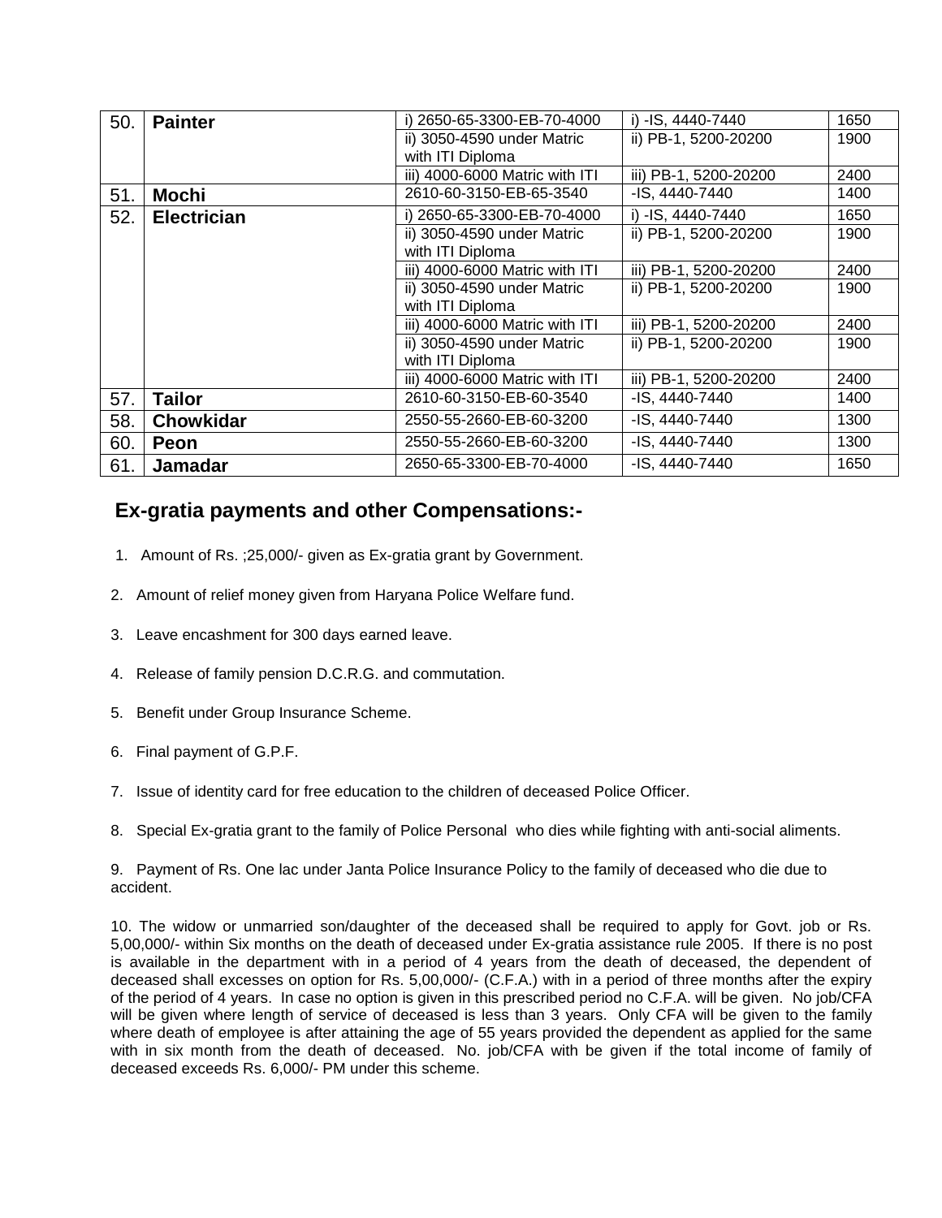| 50. | **Painter** | i) 2650-65-3300-EB-70-4000 | i) -IS, 4440-7440 | 1650 |
|---|---|---|---|---|
| | | ii) 3050-4590 under Matric with ITI Diploma | ii) PB-1, 5200-20200 | 1900 |
| | | iii) 4000-6000 Matric with ITI | iii) PB-1, 5200-20200 | 2400 |
| 51. | **Mochi** | 2610-60-3150-EB-65-3540 | -IS, 4440-7440 | 1400 |
| 52. | **Electrician** | i) 2650-65-3300-EB-70-4000 | i) -IS, 4440-7440 | 1650 |
| | | ii) 3050-4590 under Matric with ITI Diploma | ii) PB-1, 5200-20200 | 1900 |
| | | iii) 4000-6000 Matric with ITI | iii) PB-1, 5200-20200 | 2400 |
| | | ii) 3050-4590 under Matric with ITI Diploma | ii) PB-1, 5200-20200 | 1900 |
| | | iii) 4000-6000 Matric with ITI | iii) PB-1, 5200-20200 | 2400 |
| | | ii) 3050-4590 under Matric with ITI Diploma | ii) PB-1, 5200-20200 | 1900 |
| | | iii) 4000-6000 Matric with ITI | iii) PB-1, 5200-20200 | 2400 |
| 57. | **Tailor** | 2610-60-3150-EB-60-3540 | -IS, 4440-7440 | 1400 |
| 58. | **Chowkidar** | 2550-55-2660-EB-60-3200 | -IS, 4440-7440 | 1300 |
| 60. | **Peon** | 2550-55-2660-EB-60-3200 | -IS, 4440-7440 | 1300 |
| 61. | **Jamadar** | 2650-65-3300-EB-70-4000 | -IS, 4440-7440 | 1650 |

## Ex-gratia payments and other Compensations:-

1. Amount of Rs. ;25,000/- given as Ex-gratia grant by Government.

2. Amount of relief money given from Haryana Police Welfare fund.

3. Leave encashment for 300 days earned leave.

4. Release of family pension D.C.R.G. and commutation.

5. Benefit under Group Insurance Scheme.

6. Final payment of G.P.F.

7. Issue of identity card for free education to the children of deceased Police Officer.

8. Special Ex-gratia grant to the family of Police Personal who dies while fighting with anti-social aliments.

9. Payment of Rs. One lac under Janta Police Insurance Policy to the family of deceased who die due to accident.

10. The widow or unmarried son/daughter of the deceased shall be required to apply for Govt. job or Rs. 5,00,000/- within Six months on the death of deceased under Ex-gratia assistance rule 2005. If there is no post is available in the department with in a period of 4 years from the death of deceased, the dependent of deceased shall excesses on option for Rs. 5,00,000/- (C.F.A.) with in a period of three months after the expiry of the period of 4 years. In case no option is given in this prescribed period no C.F.A. will be given. No job/CFA will be given where length of service of deceased is less than 3 years. Only CFA will be given to the family where death of employee is after attaining the age of 55 years provided the dependent as applied for the same with in six month from the death of deceased. No. job/CFA with be given if the total income of family of deceased exceeds Rs. 6,000/- PM under this scheme.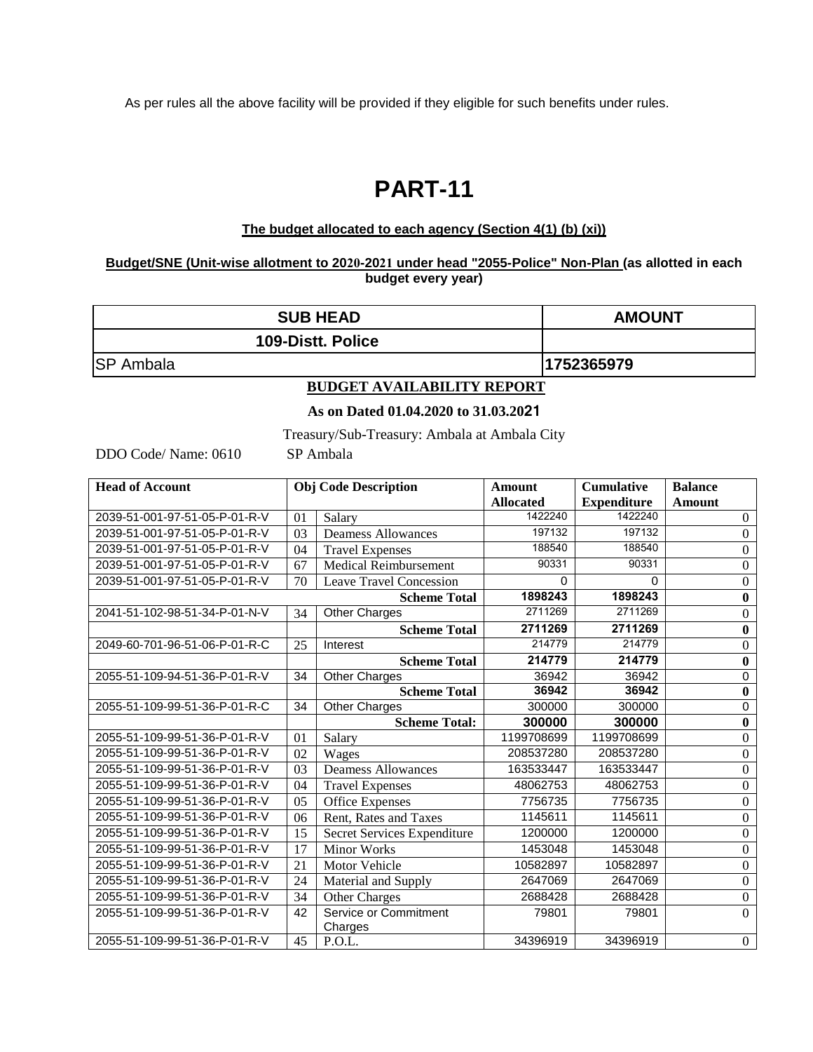As per rules all the above facility will be provided if they eligible for such benefits under rules.

# PART-11

**The budget allocated to each agency (Section 4(1) (b) (xi))**

**Budget/SNE (Unit-wise allotment to 2020-2021 under head "2055-Police" Non-Plan (as allotted in each budget every year)**

| SUB HEAD | AMOUNT |
|---|---|
| 109-Distt. Police | |
| SP Ambala | 1752365979 |

**BUDGET AVAILABILITY REPORT**

**As on Dated 01.04.2020 to 31.03.2021**

Treasury/Sub-Treasury: Ambala at Ambala City

DDO Code/ Name: 0610 SP Ambala

| Head of Account | Obj Code | Description | Amount Allocated | Cumulative Expenditure | Balance Amount |
|---|---|---|---|---|---|
| 2039-51-001-97-51-05-P-01-R-V | 01 | Salary | 1422240 | 1422240 | 0 |
| 2039-51-001-97-51-05-P-01-R-V | 03 | Deamess Allowances | 197132 | 197132 | 0 |
| 2039-51-001-97-51-05-P-01-R-V | 04 | Travel Expenses | 188540 | 188540 | 0 |
| 2039-51-001-97-51-05-P-01-R-V | 67 | Medical Reimbursement | 90331 | 90331 | 0 |
| 2039-51-001-97-51-05-P-01-R-V | 70 | Leave Travel Concession | 0 | 0 | 0 |
| | | **Scheme Total** | **1898243** | **1898243** | **0** |
| 2041-51-102-98-51-34-P-01-N-V | 34 | Other Charges | 2711269 | 2711269 | 0 |
| | | **Scheme Total** | **2711269** | **2711269** | **0** |
| 2049-60-701-96-51-06-P-01-R-C | 25 | Interest | 214779 | 214779 | 0 |
| | | **Scheme Total** | **214779** | **214779** | **0** |
| 2055-51-109-94-51-36-P-01-R-V | 34 | Other Charges | 36942 | 36942 | 0 |
| | | **Scheme Total** | **36942** | **36942** | **0** |
| 2055-51-109-99-51-36-P-01-R-C | 34 | Other Charges | 300000 | 300000 | 0 |
| | | **Scheme Total:** | **300000** | **300000** | **0** |
| 2055-51-109-99-51-36-P-01-R-V | 01 | Salary | 1199708699 | 1199708699 | 0 |
| 2055-51-109-99-51-36-P-01-R-V | 02 | Wages | 208537280 | 208537280 | 0 |
| 2055-51-109-99-51-36-P-01-R-V | 03 | Deamess Allowances | 163533447 | 163533447 | 0 |
| 2055-51-109-99-51-36-P-01-R-V | 04 | Travel Expenses | 48062753 | 48062753 | 0 |
| 2055-51-109-99-51-36-P-01-R-V | 05 | Office Expenses | 7756735 | 7756735 | 0 |
| 2055-51-109-99-51-36-P-01-R-V | 06 | Rent, Rates and Taxes | 1145611 | 1145611 | 0 |
| 2055-51-109-99-51-36-P-01-R-V | 15 | Secret Services Expenditure | 1200000 | 1200000 | 0 |
| 2055-51-109-99-51-36-P-01-R-V | 17 | Minor Works | 1453048 | 1453048 | 0 |
| 2055-51-109-99-51-36-P-01-R-V | 21 | Motor Vehicle | 10582897 | 10582897 | 0 |
| 2055-51-109-99-51-36-P-01-R-V | 24 | Material and Supply | 2647069 | 2647069 | 0 |
| 2055-51-109-99-51-36-P-01-R-V | 34 | Other Charges | 2688428 | 2688428 | 0 |
| 2055-51-109-99-51-36-P-01-R-V | 42 | Service or Commitment Charges | 79801 | 79801 | 0 |
| 2055-51-109-99-51-36-P-01-R-V | 45 | P.O.L. | 34396919 | 34396919 | 0 |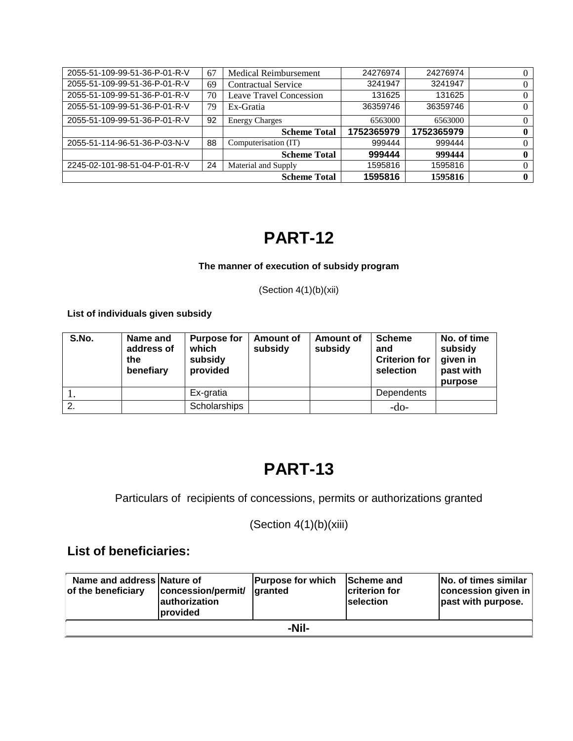| | | | | | |
|---|---|---|---|---|---|
| 2055-51-109-99-51-36-P-01-R-V | 67 | Medical Reimbursement | 24276974 | 24276974 | 0 |
| 2055-51-109-99-51-36-P-01-R-V | 69 | Contractual Service | 3241947 | 3241947 | 0 |
| 2055-51-109-99-51-36-P-01-R-V | 70 | Leave Travel Concession | 131625 | 131625 | 0 |
| 2055-51-109-99-51-36-P-01-R-V | 79 | Ex-Gratia | 36359746 | 36359746 | 0 |
| 2055-51-109-99-51-36-P-01-R-V | 92 | Energy Charges | 6563000 | 6563000 | 0 |
| | | **Scheme Total** | **1752365979** | **1752365979** | **0** |
| 2055-51-114-96-51-36-P-03-N-V | 88 | Computerisation (IT) | 999444 | 999444 | 0 |
| | | **Scheme Total** | **999444** | **999444** | **0** |
| 2245-02-101-98-51-04-P-01-R-V | 24 | Material and Supply | 1595816 | 1595816 | 0 |
| | | **Scheme Total** | **1595816** | **1595816** | **0** |

# PART-12

**The manner of execution of subsidy program**

(Section 4(1)(b)(xii)

**List of individuals given subsidy**

| S.No. | Name and address of the benefiary | Purpose for which subsidy provided | Amount of subsidy | Amount of subsidy | Scheme and Criterion for selection | No. of time subsidy given in past with purpose |
|---|---|---|---|---|---|---|
| 1. | | Ex-gratia | | | Dependents | |
| 2. | | Scholarships | | | -do- | |

# PART-13

Particulars of recipients of concessions, permits or authorizations granted

(Section 4(1)(b)(xiii)

## List of beneficiaries:

| Name and address of the beneficiary | Nature of concession/permit/ authorization provided | Purpose for which granted | Scheme and criterion for selection | No. of times similar concession given in past with purpose. |
|---|---|---|---|---|
| -Nil- | | | | |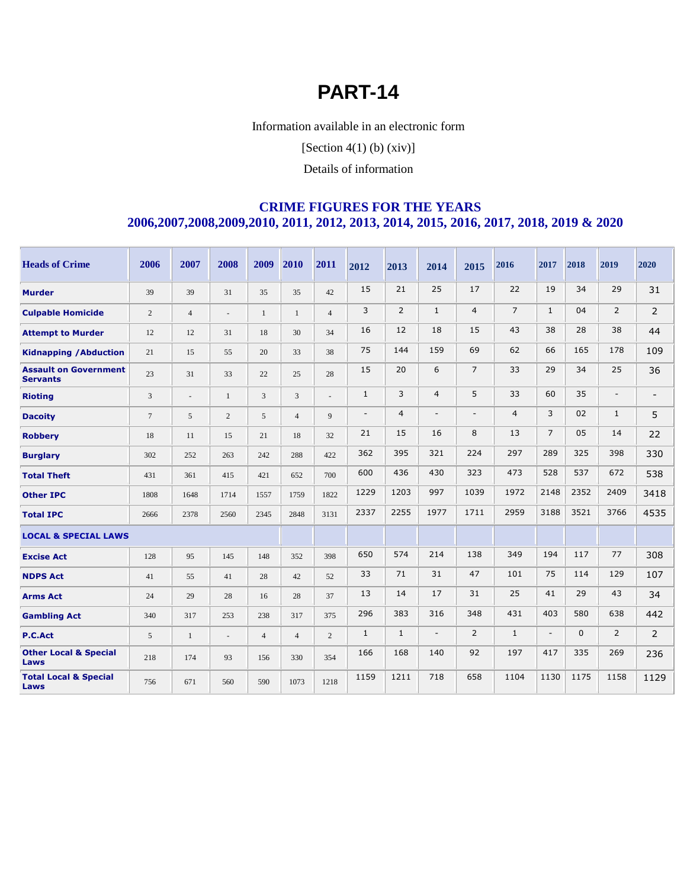# PART-14

Information available in an electronic form

[Section 4(1) (b) (xiv)]

Details of information

## CRIME FIGURES FOR THE YEARS 2006,2007,2008,2009,2010, 2011, 2012, 2013, 2014, 2015, 2016, 2017, 2018, 2019 & 2020

| Heads of Crime | 2006 | 2007 | 2008 | 2009 | 2010 | 2011 | 2012 | 2013 | 2014 | 2015 | 2016 | 2017 | 2018 | 2019 | 2020 |
|---|---|---|---|---|---|---|---|---|---|---|---|---|---|---|---|
| **Murder** | 39 | 39 | 31 | 35 | 35 | 42 | 15 | 21 | 25 | 17 | 22 | 19 | 34 | 29 | 31 |
| **Culpable Homicide** | 2 | 4 | - | 1 | 1 | 4 | 3 | 2 | 1 | 4 | 7 | 1 | 04 | 2 | 2 |
| **Attempt to Murder** | 12 | 12 | 31 | 18 | 30 | 34 | 16 | 12 | 18 | 15 | 43 | 38 | 28 | 38 | 44 |
| **Kidnapping /Abduction** | 21 | 15 | 55 | 20 | 33 | 38 | 75 | 144 | 159 | 69 | 62 | 66 | 165 | 178 | 109 |
| **Assault on Government Servants** | 23 | 31 | 33 | 22 | 25 | 28 | 15 | 20 | 6 | 7 | 33 | 29 | 34 | 25 | 36 |
| **Rioting** | 3 | - | 1 | 3 | 3 | - | 1 | 3 | 4 | 5 | 33 | 60 | 35 | - | - |
| **Dacoity** | 7 | 5 | 2 | 5 | 4 | 9 | - | 4 | - | - | 4 | 3 | 02 | 1 | 5 |
| **Robbery** | 18 | 11 | 15 | 21 | 18 | 32 | 21 | 15 | 16 | 8 | 13 | 7 | 05 | 14 | 22 |
| **Burglary** | 302 | 252 | 263 | 242 | 288 | 422 | 362 | 395 | 321 | 224 | 297 | 289 | 325 | 398 | 330 |
| **Total Theft** | 431 | 361 | 415 | 421 | 652 | 700 | 600 | 436 | 430 | 323 | 473 | 528 | 537 | 672 | 538 |
| **Other IPC** | 1808 | 1648 | 1714 | 1557 | 1759 | 1822 | 1229 | 1203 | 997 | 1039 | 1972 | 2148 | 2352 | 2409 | 3418 |
| **Total IPC** | 2666 | 2378 | 2560 | 2345 | 2848 | 3131 | 2337 | 2255 | 1977 | 1711 | 2959 | 3188 | 3521 | 3766 | 4535 |
| **LOCAL & SPECIAL LAWS** | | | | | | | | | | | | | | | |
| **Excise Act** | 128 | 95 | 145 | 148 | 352 | 398 | 650 | 574 | 214 | 138 | 349 | 194 | 117 | 77 | 308 |
| **NDPS Act** | 41 | 55 | 41 | 28 | 42 | 52 | 33 | 71 | 31 | 47 | 101 | 75 | 114 | 129 | 107 |
| **Arms Act** | 24 | 29 | 28 | 16 | 28 | 37 | 13 | 14 | 17 | 31 | 25 | 41 | 29 | 43 | 34 |
| **Gambling Act** | 340 | 317 | 253 | 238 | 317 | 375 | 296 | 383 | 316 | 348 | 431 | 403 | 580 | 638 | 442 |
| **P.C.Act** | 5 | 1 | - | 4 | 4 | 2 | 1 | 1 | - | 2 | 1 | - | 0 | 2 | 2 |
| **Other Local & Special Laws** | 218 | 174 | 93 | 156 | 330 | 354 | 166 | 168 | 140 | 92 | 197 | 417 | 335 | 269 | 236 |
| **Total Local & Special Laws** | 756 | 671 | 560 | 590 | 1073 | 1218 | 1159 | 1211 | 718 | 658 | 1104 | 1130 | 1175 | 1158 | 1129 |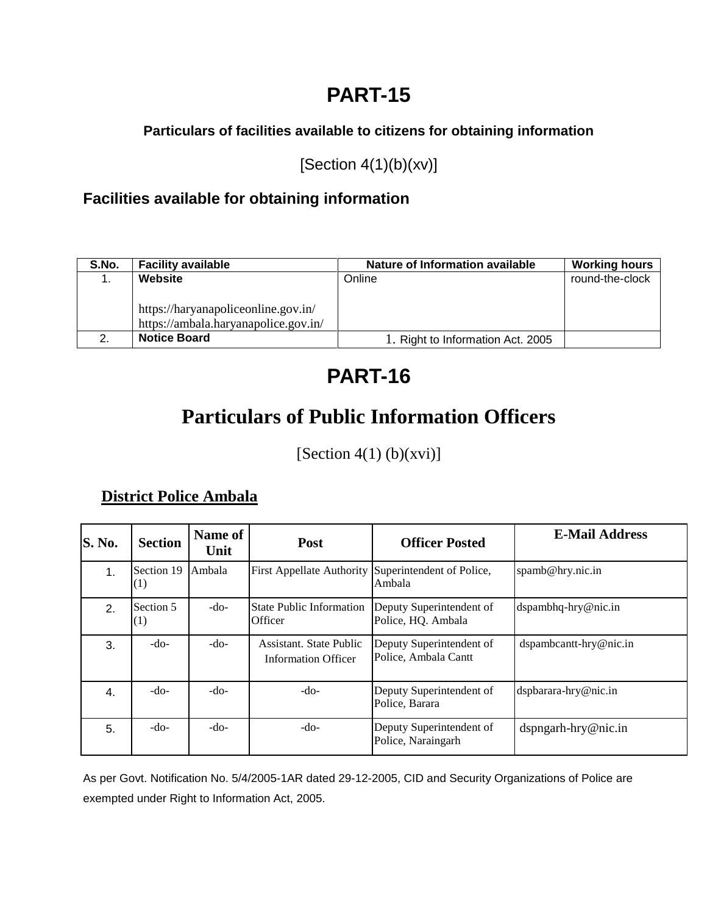# PART-15

**Particulars of facilities available to citizens for obtaining information**

[Section 4(1)(b)(xv)]

### Facilities available for obtaining information

| S.No. | Facility available | Nature of Information available | Working hours |
|---|---|---|---|
| 1. | **Website**<br><br>https://haryanapoliceonline.gov.in/<br>https://ambala.haryanapolice.gov.in/ | Online | round-the-clock |
| 2. | **Notice Board** | 1. Right to Information Act. 2005 | |

# PART-16

## Particulars of Public Information Officers

[Section 4(1) (b)(xvi)]

**<u>District Police Ambala</u>**

| S. No. | Section | Name of Unit | Post | Officer Posted | E-Mail Address |
|---|---|---|---|---|---|
| 1. | Section 19 (1) | Ambala | First Appellate Authority | Superintendent of Police, Ambala | spamb@hry.nic.in |
| 2. | Section 5 (1) | -do- | State Public Information Officer | Deputy Superintendent of Police, HQ. Ambala | dspambhq-hry@nic.in |
| 3. | -do- | -do- | Assistant. State Public Information Officer | Deputy Superintendent of Police, Ambala Cantt | dspambcantt-hry@nic.in |
| 4. | -do- | -do- | -do- | Deputy Superintendent of Police, Barara | dspbarara-hry@nic.in |
| 5. | -do- | -do- | -do- | Deputy Superintendent of Police, Naraingarh | dspngarh-hry@nic.in |

As per Govt. Notification No. 5/4/2005-1AR dated 29-12-2005, CID and Security Organizations of Police are exempted under Right to Information Act, 2005.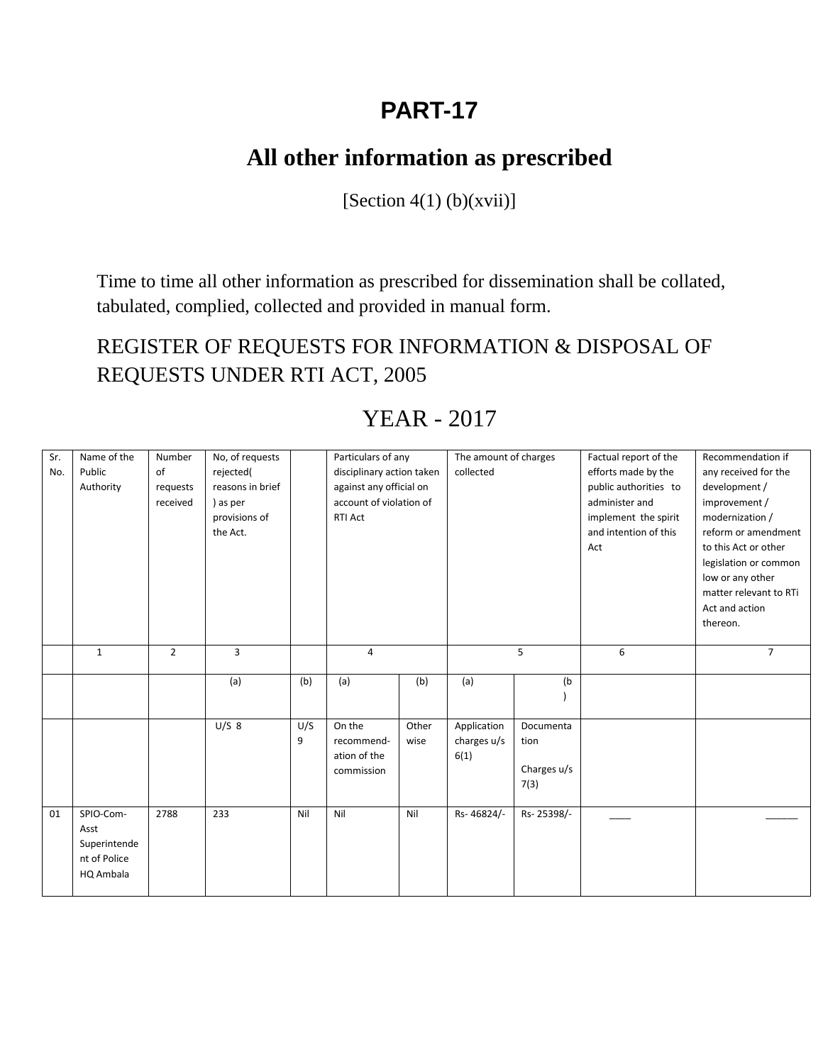# PART-17

## All other information as prescribed

[Section 4(1) (b)(xvii)]

Time to time all other information as prescribed for dissemination shall be collated, tabulated, complied, collected and provided in manual form.

REGISTER OF REQUESTS FOR INFORMATION & DISPOSAL OF REQUESTS UNDER RTI ACT, 2005

YEAR - 2017

| Sr. No. | Name of the Public Authority | Number of requests received | No, of requests rejected( reasons in brief ) as per provisions of the Act. | | Particulars of any disciplinary action taken against any official on account of violation of RTI Act | | The amount of charges collected | | Factual report of the efforts made by the public authorities to administer and implement the spirit and intention of this Act | Recommendation if any received for the development / improvement / modernization / reform or amendment to this Act or other legislation or common low or any other matter relevant to RTi Act and action thereon. |
|---|---|---|---|---|---|---|---|---|---|---|
| | 1 | 2 | 3 | | 4 | | 5 | | 6 | 7 |
| | | | (a) | (b) | (a) | (b) | (a) | (b) | | |
| | | | U/S 8 | U/S 9 | On the recommend-ation of the commission | Other wise | Application charges u/s 6(1) | Documentation Charges u/s 7(3) | | |
| 01 | SPIO-Com-Asst Superintendent of Police HQ Ambala | 2788 | 233 | Nil | Nil | Nil | Rs- 46824/- | Rs- 25398/- | ____ | ______ |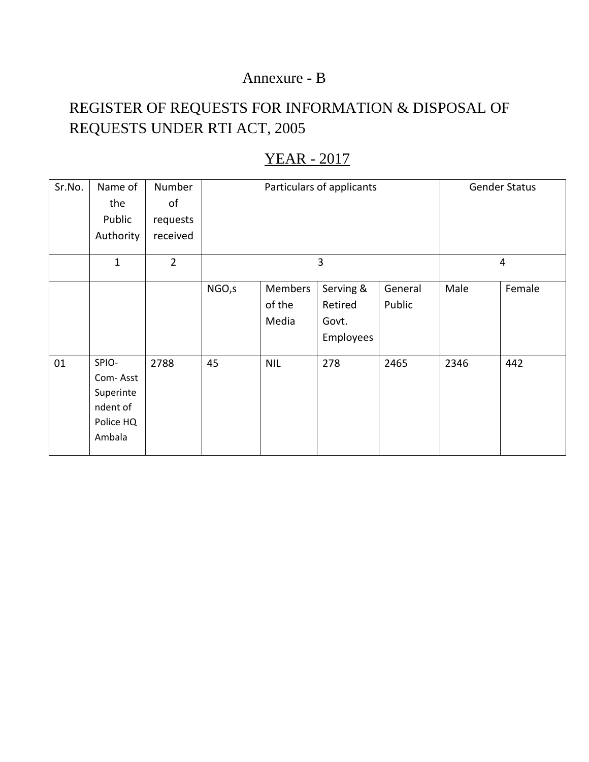# Annexure - B

## REGISTER OF REQUESTS FOR INFORMATION & DISPOSAL OF REQUESTS UNDER RTI ACT, 2005

### YEAR - 2017

| Sr.No. | Name of the Public Authority | Number of requests received | Particulars of applicants | | | | Gender Status | |
|---|---|---|---|---|---|---|---|---|
| | 1 | 2 | 3 | | | | 4 | |
| | | | NGO,s | Members of the Media | Serving & Retired Govt. Employees | General Public | Male | Female |
| 01 | SPIO-Com- Asst Superintendent of Police HQ Ambala | 2788 | 45 | NIL | 278 | 2465 | 2346 | 442 |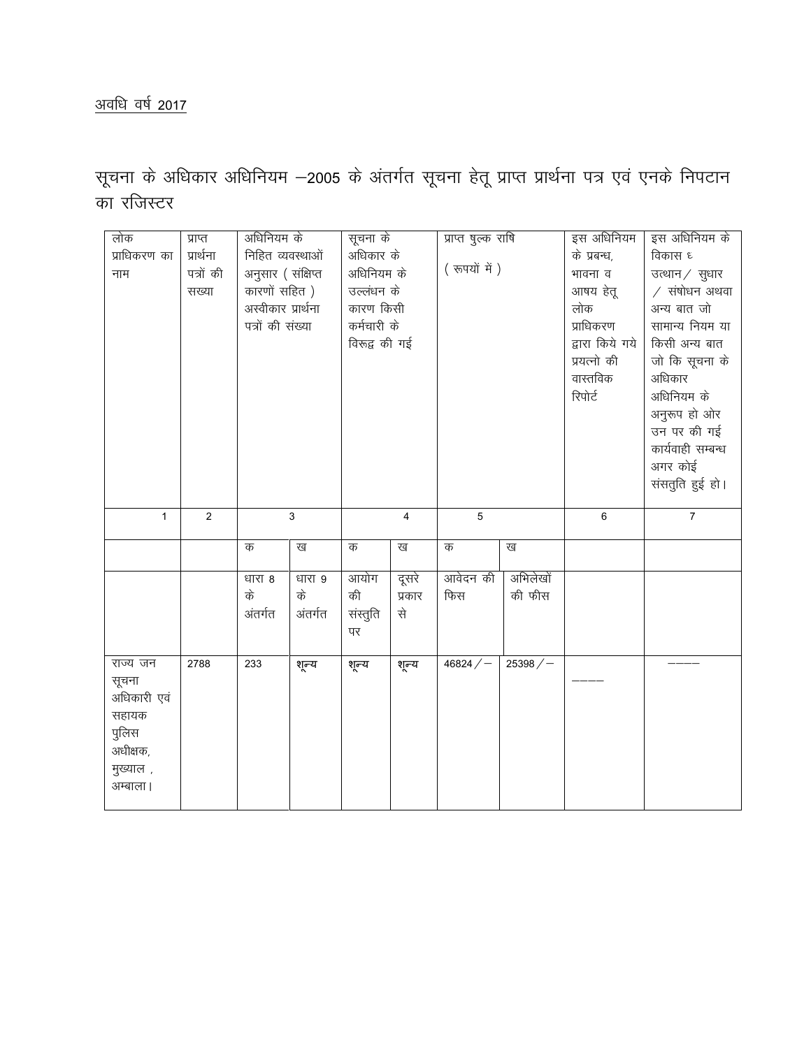अवधि वर्ष 2017

सूचना के अधिकार अधिनियम –2005 के अंतर्गत सूचना हेतू प्राप्त प्रार्थना पत्र एवं एनके निपटान का रजिस्टर

| लोक प्राधिकरण का नाम | प्राप्त प्रार्थना पत्रों की सख्या | अधिनियम के निहित व्यवस्थाओं अनुसार ( संक्षिप्त कारणों सहित ) अस्वीकार प्रार्थना पत्रों की संख्या | | सूचना के अधिकार के अधिनियम के उल्लंधन के कारण किसी कर्मचारी के विरूद्व की गई | | प्राप्त षुल्क राषि ( रूपयों में ) | | इस अधिनियम के प्रबन्ध, भावना व आषय हेतू लोक प्राधिकरण द्वारा किये गये प्रयत्नो की वास्तविक रिपोर्ट | इस अधिनियम के विकास ६ उत्थान / सुधार / संषोधन अथवा अन्य बात जो सामान्य नियम या किसी अन्य बात जो कि सूचना के अधिकार अधिनियम के अनुरूप हो ओर उन पर की गई कार्यवाही सम्बन्ध अगर कोई संसतुति हुई हो। |
|---|---|---|---|---|---|---|---|---|---|
| 1 | 2 | 3 | | 4 | | 5 | | 6 | 7 |
| | | क | ख | क | ख | क | ख | | |
| | | धारा 8 के अंतर्गत | धारा 9 के अंतर्गत | आयोग की संस्तुति पर | दूसरे प्रकार से | आवेदन की फिस | अभिलेखों की फीस | | |
| राज्य जन सूचना अधिकारी एवं सहायक पुलिस अधीक्षक, मुख्याल , अम्बाला। | 2788 | 233 | शून्य | शून्य | शून्य | 46824 /– | 25398 /– | ––– | ––– |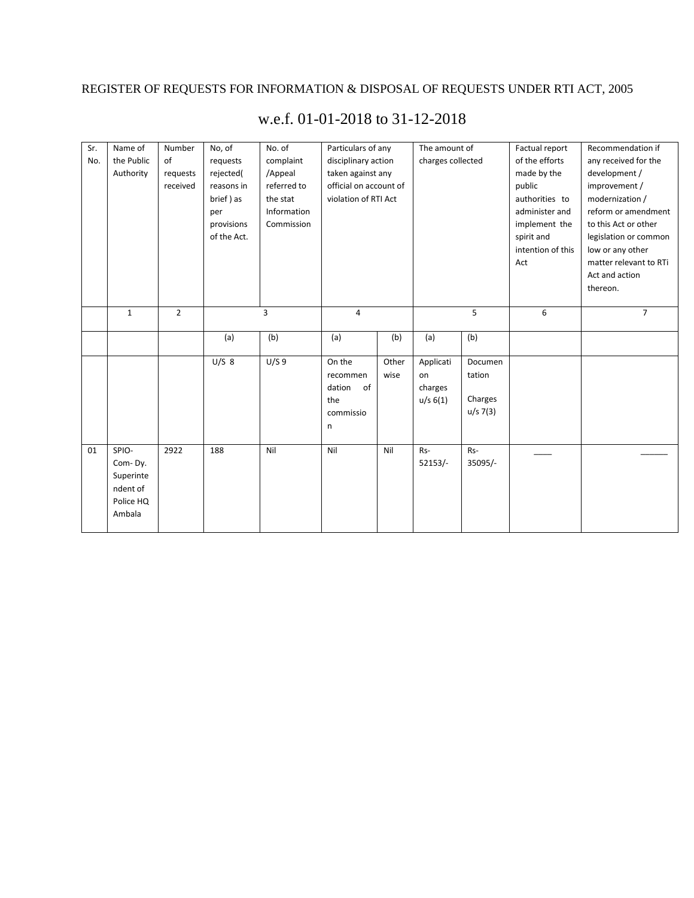REGISTER OF REQUESTS FOR INFORMATION & DISPOSAL OF REQUESTS UNDER RTI ACT, 2005

w.e.f. 01-01-2018 to 31-12-2018

| Sr. No. | Name of the Public Authority | Number of requests received | No, of requests rejected( reasons in brief ) as per provisions of the Act. | No. of complaint /Appeal referred to the stat Information Commission | Particulars of any disciplinary action taken against any official on account of violation of RTI Act | | The amount of charges collected | | Factual report of the efforts made by the public authorities to administer and implement the spirit and intention of this Act | Recommendation if any received for the development / improvement / modernization / reform or amendment to this Act or other legislation or common low or any other matter relevant to RTi Act and action thereon. |
|---|---|---|---|---|---|---|---|---|---|---|
| | 1 | 2 | 3 | | 4 | | 5 | | 6 | 7 |
| | | | (a) | (b) | (a) | (b) | (a) | (b) | | |
| | | | U/S 8 | U/S 9 | On the recommendation of the commission | Other wise | Application charges u/s 6(1) | Documentation Charges u/s 7(3) | | |
| 01 | SPIO- Com- Dy. Superintendent of Police HQ Ambala | 2922 | 188 | Nil | Nil | Nil | Rs- 52153/- | Rs- 35095/- | ____ | ______ |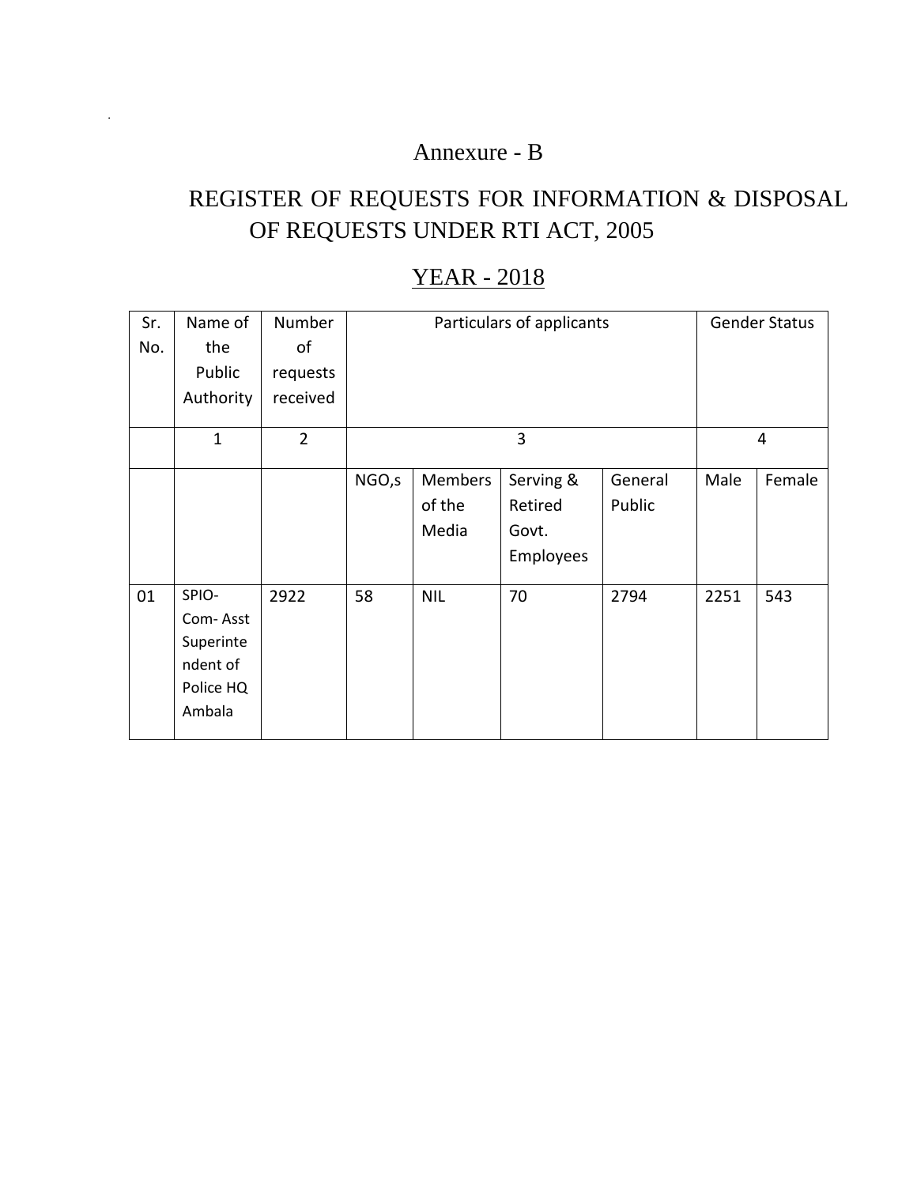Annexure - B

# REGISTER OF REQUESTS FOR INFORMATION & DISPOSAL OF REQUESTS UNDER RTI ACT, 2005

## YEAR - 2018

| Sr. No. | Name of the Public Authority | Number of requests received | Particulars of applicants | | | | Gender Status | |
|---|---|---|---|---|---|---|---|---|
| | 1 | 2 | 3 | | | | 4 | |
| | | | NGO,s | Members of the Media | Serving & Retired Govt. Employees | General Public | Male | Female |
| 01 | SPIO-Com- Asst Superintendent of Police HQ Ambala | 2922 | 58 | NIL | 70 | 2794 | 2251 | 543 |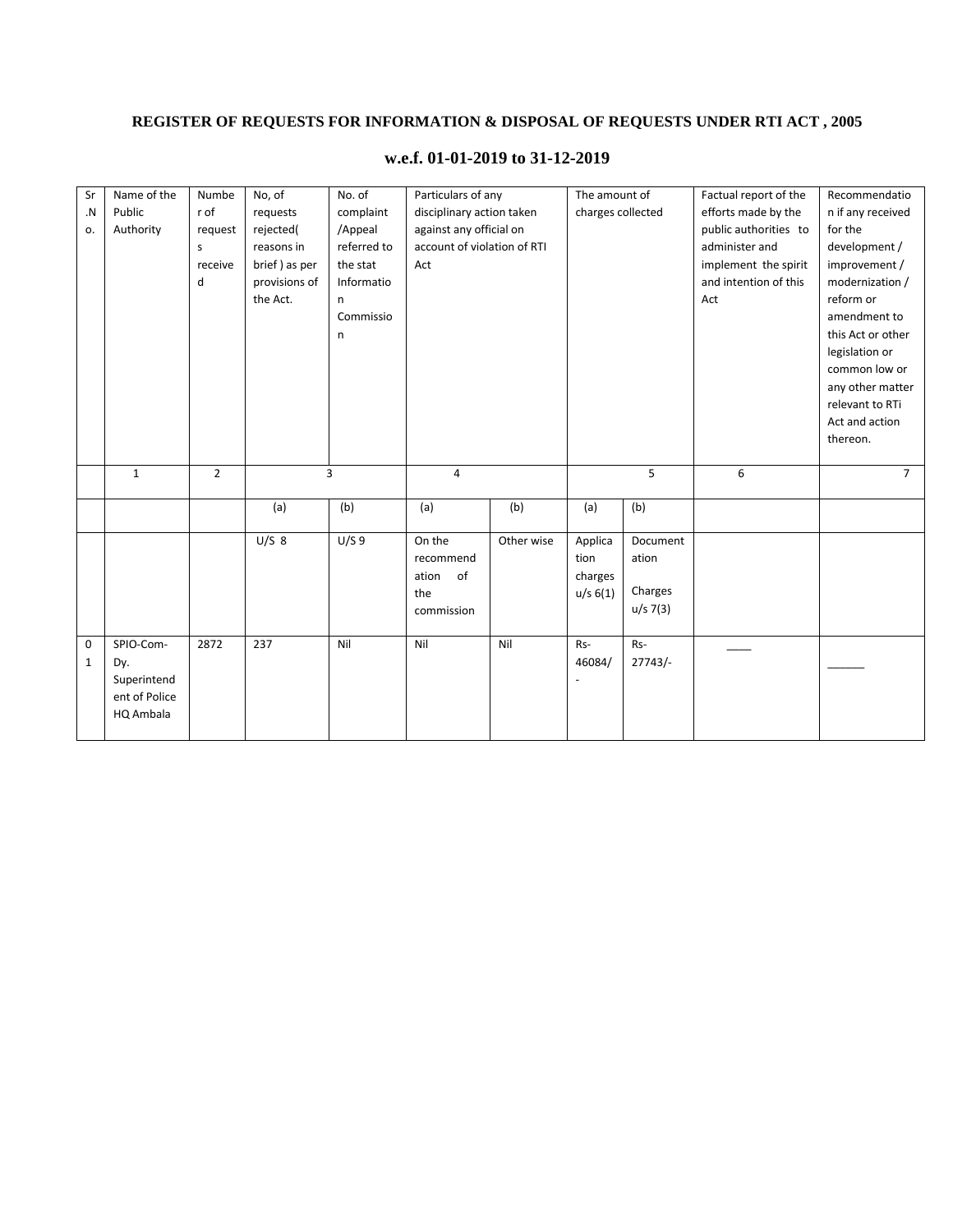# REGISTER OF REQUESTS FOR INFORMATION & DISPOSAL OF REQUESTS UNDER RTI ACT , 2005

## w.e.f. 01-01-2019 to 31-12-2019

| Sr.No. | Name of the Public Authority | Number of requests received | No, of requests rejected( reasons in brief ) as per provisions of the Act. | No. of complaint /Appeal referred to the stat Information Commission | Particulars of any disciplinary action taken against any official on account of violation of RTI Act | | The amount of charges collected | | Factual report of the efforts made by the public authorities to administer and implement the spirit and intention of this Act | Recommendation if any received for the development / improvement / modernization / reform or amendment to this Act or other legislation or common low or any other matter relevant to RTi Act and action thereon. |
|---|---|---|---|---|---|---|---|---|---|---|
| | 1 | 2 | 3 | | 4 | | 5 | | 6 | 7 |
| | | | (a) | (b) | (a) | (b) | (a) | (b) | | |
| | | | U/S 8 | U/S 9 | On the recommendation of the commission | Other wise | Application charges u/s 6(1) | Documentation Charges u/s 7(3) | | |
| 01 | SPIO-Com-Dy. Superintendent of Police HQ Ambala | 2872 | 237 | Nil | Nil | Nil | Rs-46084/- | Rs-27743/- | ____ | ______ |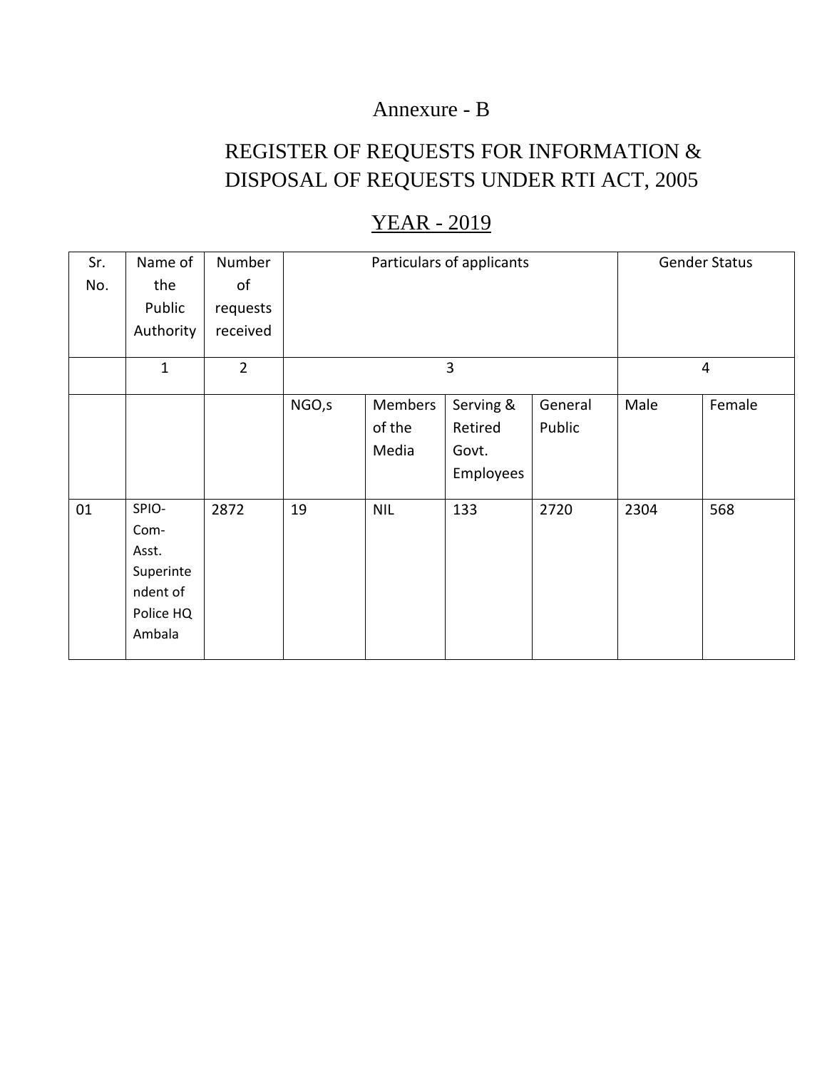# Annexure - B

## REGISTER OF REQUESTS FOR INFORMATION & DISPOSAL OF REQUESTS UNDER RTI ACT, 2005

## YEAR - 2019

| Sr. No. | Name of the Public Authority | Number of requests received | Particulars of applicants | | | | Gender Status | |
|---|---|---|---|---|---|---|---|---|
| | 1 | 2 | 3 | | | | 4 | |
| | | | NGO,s | Members of the Media | Serving & Retired Govt. Employees | General Public | Male | Female |
| 01 | SPIO-Com-Asst. Superintendent of Police HQ Ambala | 2872 | 19 | NIL | 133 | 2720 | 2304 | 568 |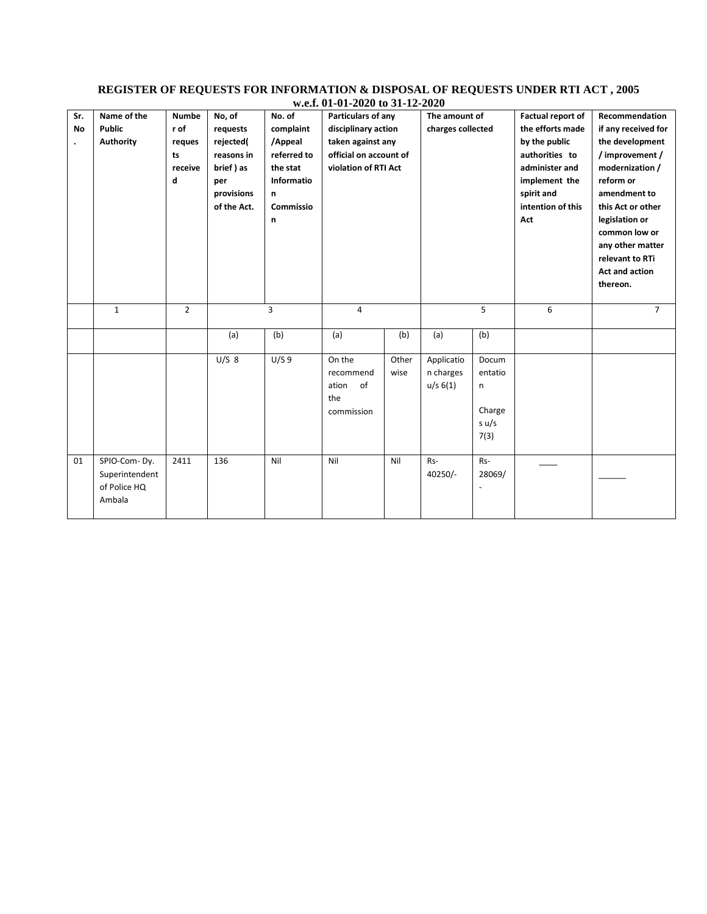**REGISTER OF REQUESTS FOR INFORMATION & DISPOSAL OF REQUESTS UNDER RTI ACT , 2005**
**w.e.f. 01-01-2020 to 31-12-2020**

| Sr. No. | Name of the Public Authority | Number of requests received | No, of requests rejected( reasons in brief ) as per provisions of the Act. | No. of complaint /Appeal referred to the stat Information Commission | Particulars of any disciplinary action taken against any official on account of violation of RTI Act | | The amount of charges collected | | Factual report of the efforts made by the public authorities to administer and implement the spirit and intention of this Act | Recommendation if any received for the development / improvement / modernization / reform or amendment to this Act or other legislation or common low or any other matter relevant to RTi Act and action thereon. |
|---|---|---|---|---|---|---|---|---|---|---|
| | 1 | 2 | 3 | | 4 | | 5 | | 6 | 7 |
| | | | (a) | (b) | (a) | (b) | (a) | (b) | | |
| | | | U/S 8 | U/S 9 | On the recommendation of the commission | Other wise | Application charges u/s 6(1) | Documentation Charges u/s 7(3) | | |
| 01 | SPIO-Com- Dy. Superintendent of Police HQ Ambala | 2411 | 136 | Nil | Nil | Nil | Rs- 40250/- | Rs- 28069/- | ____ | ______ |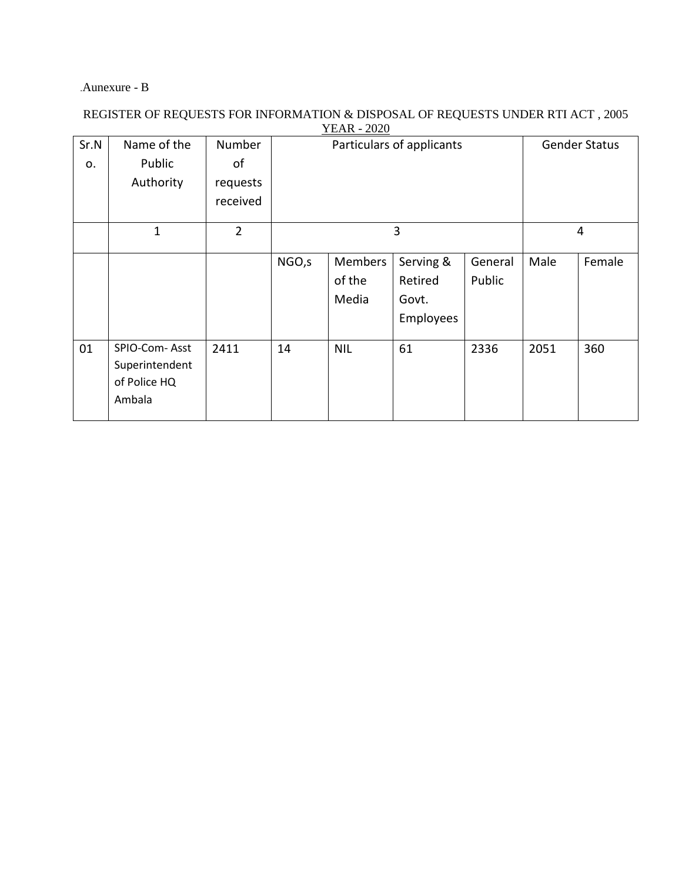.Aunexure - B

REGISTER OF REQUESTS FOR INFORMATION & DISPOSAL OF REQUESTS UNDER RTI ACT , 2005

YEAR - 2020

| Sr.No. | Name of the Public Authority | Number of requests received | Particulars of applicants | | | | Gender Status | |
|---|---|---|---|---|---|---|---|---|
| | 1 | 2 | 3 | | | | 4 | |
| | | | NGO,s | Members of the Media | Serving & Retired Govt. Employees | General Public | Male | Female |
| 01 | SPIO-Com- Asst Superintendent of Police HQ Ambala | 2411 | 14 | NIL | 61 | 2336 | 2051 | 360 |